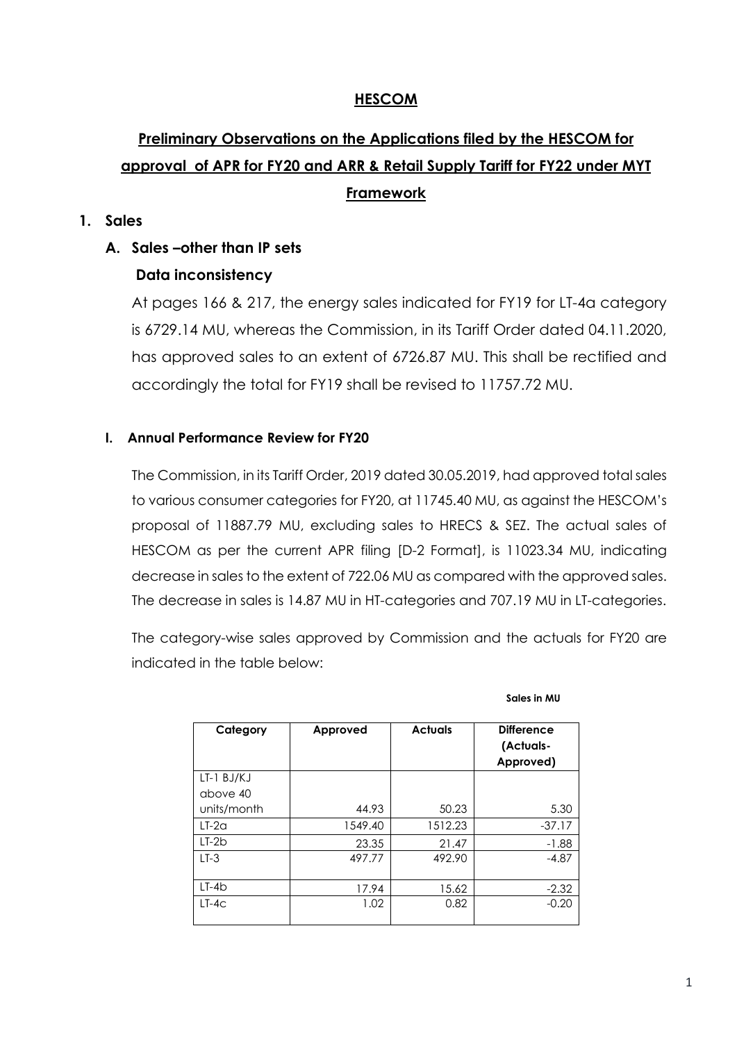# HESCOM

## Preliminary Observations on the Applications filed by the HESCOM for approval of APR for FY20 and ARR & Retail Supply Tariff for FY22 under MYT Framework

### 1. Sales

#### A. Sales –other than IP sets

**Data inconsistency**

At pages 166 & 217, the energy sales indicated for FY19 for LT-4a category is 6729.14 MU, whereas the Commission, in its Tariff Order dated 04.11.2020, has approved sales to an extent of 6726.87 MU. This shall be rectified and accordingly the total for FY19 shall be revised to 11757.72 MU.

#### I. Annual Performance Review for FY20

The Commission, in its Tariff Order, 2019 dated 30.05.2019, had approved total sales to various consumer categories for FY20, at 11745.40 MU, as against the HESCOM's proposal of 11887.79 MU, excluding sales to HRECS & SEZ. The actual sales of HESCOM as per the current APR filing [D-2 Format], is 11023.34 MU, indicating decrease in sales to the extent of 722.06 MU as compared with the approved sales. The decrease in sales is 14.87 MU in HT-categories and 707.19 MU in LT-categories.

The category-wise sales approved by Commission and the actuals for FY20 are indicated in the table below:

**Sales in MU**

| Category | Approved | Actuals | Difference (Actuals-Approved) |
|---|---|---|---|
| LT-1 BJ/KJ above 40 units/month | 44.93 | 50.23 | 5.30 |
| LT-2a | 1549.40 | 1512.23 | -37.17 |
| LT-2b | 23.35 | 21.47 | -1.88 |
| LT-3 | 497.77 | 492.90 | -4.87 |
| LT-4b | 17.94 | 15.62 | -2.32 |
| LT-4c | 1.02 | 0.82 | -0.20 |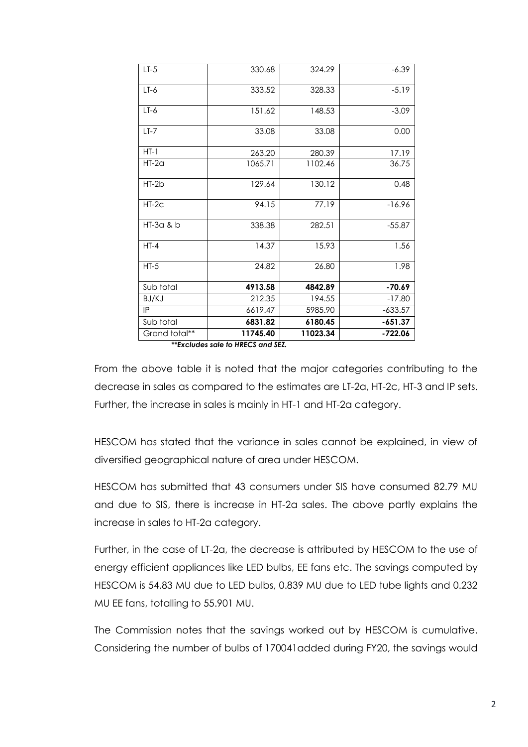| LT-5 | 330.68 | 324.29 | -6.39 |
|---|---|---|---|
| LT-6 | 333.52 | 328.33 | -5.19 |
| LT-6 | 151.62 | 148.53 | -3.09 |
| LT-7 | 33.08 | 33.08 | 0.00 |
| HT-1 | 263.20 | 280.39 | 17.19 |
| HT-2a | 1065.71 | 1102.46 | 36.75 |
| HT-2b | 129.64 | 130.12 | 0.48 |
| HT-2c | 94.15 | 77.19 | -16.96 |
| HT-3a & b | 338.38 | 282.51 | -55.87 |
| HT-4 | 14.37 | 15.93 | 1.56 |
| HT-5 | 24.82 | 26.80 | 1.98 |
| Sub total | **4913.58** | **4842.89** | **-70.69** |
| BJ/KJ | 212.35 | 194.55 | -17.80 |
| IP | 6619.47 | 5985.90 | -633.57 |
| Sub total | **6831.82** | **6180.45** | **-651.37** |
| Grand total** | **11745.40** | **11023.34** | **-722.06** |

***\*\*Excludes sale to HRECS and SEZ.***

From the above table it is noted that the major categories contributing to the decrease in sales as compared to the estimates are LT-2a, HT-2c, HT-3 and IP sets. Further, the increase in sales is mainly in HT-1 and HT-2a category.

HESCOM has stated that the variance in sales cannot be explained, in view of diversified geographical nature of area under HESCOM.

HESCOM has submitted that 43 consumers under SIS have consumed 82.79 MU and due to SIS, there is increase in HT-2a sales. The above partly explains the increase in sales to HT-2a category.

Further, in the case of LT-2a, the decrease is attributed by HESCOM to the use of energy efficient appliances like LED bulbs, EE fans etc. The savings computed by HESCOM is 54.83 MU due to LED bulbs, 0.839 MU due to LED tube lights and 0.232 MU EE fans, totalling to 55.901 MU.

The Commission notes that the savings worked out by HESCOM is cumulative. Considering the number of bulbs of 170041added during FY20, the savings would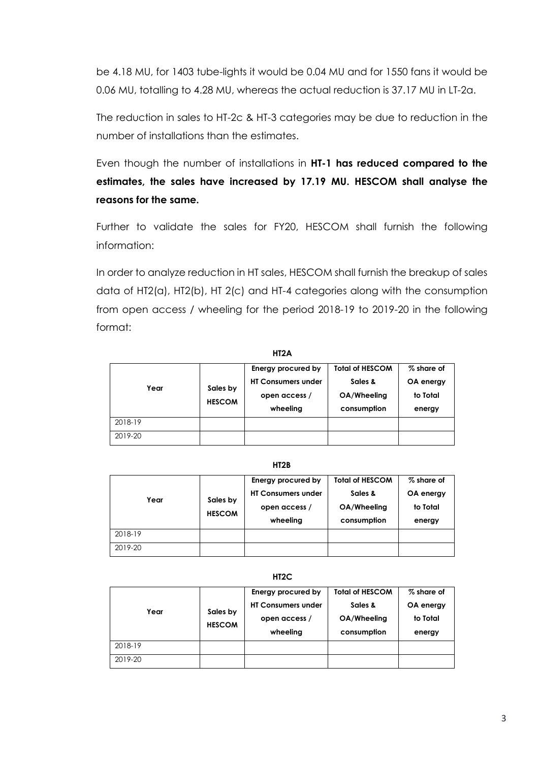be 4.18 MU, for 1403 tube-lights it would be 0.04 MU and for 1550 fans it would be 0.06 MU, totalling to 4.28 MU, whereas the actual reduction is 37.17 MU in LT-2a.

The reduction in sales to HT-2c & HT-3 categories may be due to reduction in the number of installations than the estimates.

Even though the number of installations in **HT-1 has reduced compared to the estimates, the sales have increased by 17.19 MU. HESCOM shall analyse the reasons for the same.**

Further to validate the sales for FY20, HESCOM shall furnish the following information:

In order to analyze reduction in HT sales, HESCOM shall furnish the breakup of sales data of HT2(a), HT2(b), HT 2(c) and HT-4 categories along with the consumption from open access / wheeling for the period 2018-19 to 2019-20 in the following format:

**HT2A**

| Year | Sales by HESCOM | Energy procured by HT Consumers under open access / wheeling | Total of HESCOM Sales & OA/Wheeling consumption | % share of OA energy to Total energy |
|---|---|---|---|---|
| 2018-19 | | | | |
| 2019-20 | | | | |

**HT2B**

| Year | Sales by HESCOM | Energy procured by HT Consumers under open access / wheeling | Total of HESCOM Sales & OA/Wheeling consumption | % share of OA energy to Total energy |
|---|---|---|---|---|
| 2018-19 | | | | |
| 2019-20 | | | | |

**HT2C**

| Year | Sales by HESCOM | Energy procured by HT Consumers under open access / wheeling | Total of HESCOM Sales & OA/Wheeling consumption | % share of OA energy to Total energy |
|---|---|---|---|---|
| 2018-19 | | | | |
| 2019-20 | | | | |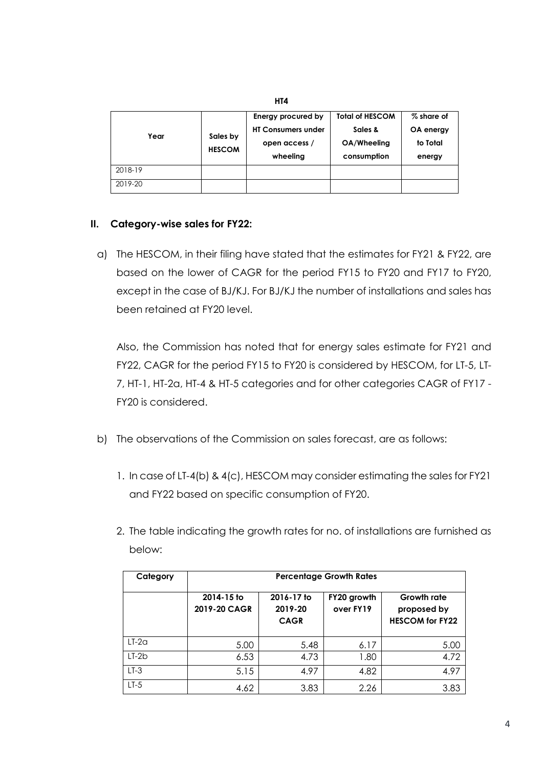**HT4**

| Year | Sales by HESCOM | Energy procured by HT Consumers under open access / wheeling | Total of HESCOM Sales & OA/Wheeling consumption | % share of OA energy to Total energy |
|---|---|---|---|---|
| 2018-19 | | | | |
| 2019-20 | | | | |

## II. Category-wise sales for FY22:

a) The HESCOM, in their filing have stated that the estimates for FY21 & FY22, are based on the lower of CAGR for the period FY15 to FY20 and FY17 to FY20, except in the case of BJ/KJ. For BJ/KJ the number of installations and sales has been retained at FY20 level.

   Also, the Commission has noted that for energy sales estimate for FY21 and FY22, CAGR for the period FY15 to FY20 is considered by HESCOM, for LT-5, LT-7, HT-1, HT-2a, HT-4 & HT-5 categories and for other categories CAGR of FY17 - FY20 is considered.

b) The observations of the Commission on sales forecast, are as follows:

   1. In case of LT-4(b) & 4(c), HESCOM may consider estimating the sales for FY21 and FY22 based on specific consumption of FY20.

   2. The table indicating the growth rates for no. of installations are furnished as below:

| Category | Percentage Growth Rates | | | |
|---|---|---|---|---|
| | 2014-15 to 2019-20 CAGR | 2016-17 to 2019-20 CAGR | FY20 growth over FY19 | Growth rate proposed by HESCOM for FY22 |
| LT-2a | 5.00 | 5.48 | 6.17 | 5.00 |
| LT-2b | 6.53 | 4.73 | 1.80 | 4.72 |
| LT-3 | 5.15 | 4.97 | 4.82 | 4.97 |
| LT-5 | 4.62 | 3.83 | 2.26 | 3.83 |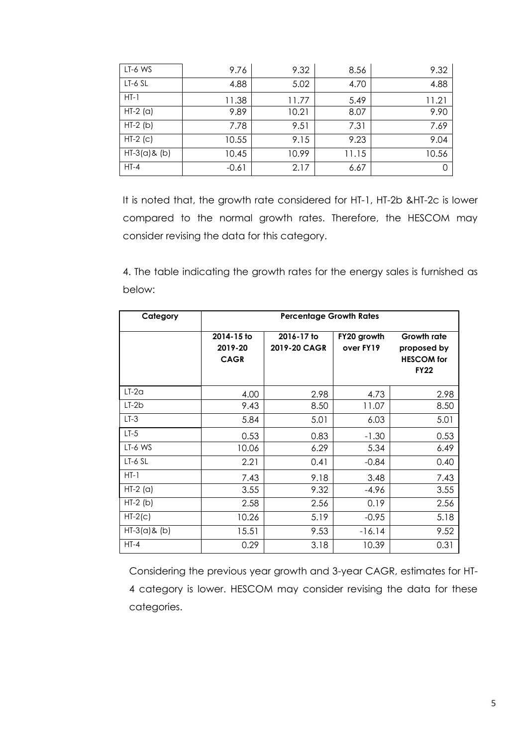| | | | | |
|---|---|---|---|---|
| LT-6 WS | 9.76 | 9.32 | 8.56 | 9.32 |
| LT-6 SL | 4.88 | 5.02 | 4.70 | 4.88 |
| HT-1 | 11.38 | 11.77 | 5.49 | 11.21 |
| HT-2 (a) | 9.89 | 10.21 | 8.07 | 9.90 |
| HT-2 (b) | 7.78 | 9.51 | 7.31 | 7.69 |
| HT-2 (c) | 10.55 | 9.15 | 9.23 | 9.04 |
| HT-3(a)& (b) | 10.45 | 10.99 | 11.15 | 10.56 |
| HT-4 | -0.61 | 2.17 | 6.67 | 0 |

It is noted that, the growth rate considered for HT-1, HT-2b &HT-2c is lower compared to the normal growth rates. Therefore, the HESCOM may consider revising the data for this category.

4. The table indicating the growth rates for the energy sales is furnished as below:

| Category | Percentage Growth Rates | | | |
|---|---|---|---|---|
| | 2014-15 to 2019-20 CAGR | 2016-17 to 2019-20 CAGR | FY20 growth over FY19 | Growth rate proposed by HESCOM for FY22 |
| LT-2a | 4.00 | 2.98 | 4.73 | 2.98 |
| LT-2b | 9.43 | 8.50 | 11.07 | 8.50 |
| LT-3 | 5.84 | 5.01 | 6.03 | 5.01 |
| LT-5 | 0.53 | 0.83 | -1.30 | 0.53 |
| LT-6 WS | 10.06 | 6.29 | 5.34 | 6.49 |
| LT-6 SL | 2.21 | 0.41 | -0.84 | 0.40 |
| HT-1 | 7.43 | 9.18 | 3.48 | 7.43 |
| HT-2 (a) | 3.55 | 9.32 | -4.96 | 3.55 |
| HT-2 (b) | 2.58 | 2.56 | 0.19 | 2.56 |
| HT-2(c) | 10.26 | 5.19 | -0.95 | 5.18 |
| HT-3(a)& (b) | 15.51 | 9.53 | -16.14 | 9.52 |
| HT-4 | 0.29 | 3.18 | 10.39 | 0.31 |

Considering the previous year growth and 3-year CAGR, estimates for HT-4 category is lower. HESCOM may consider revising the data for these categories.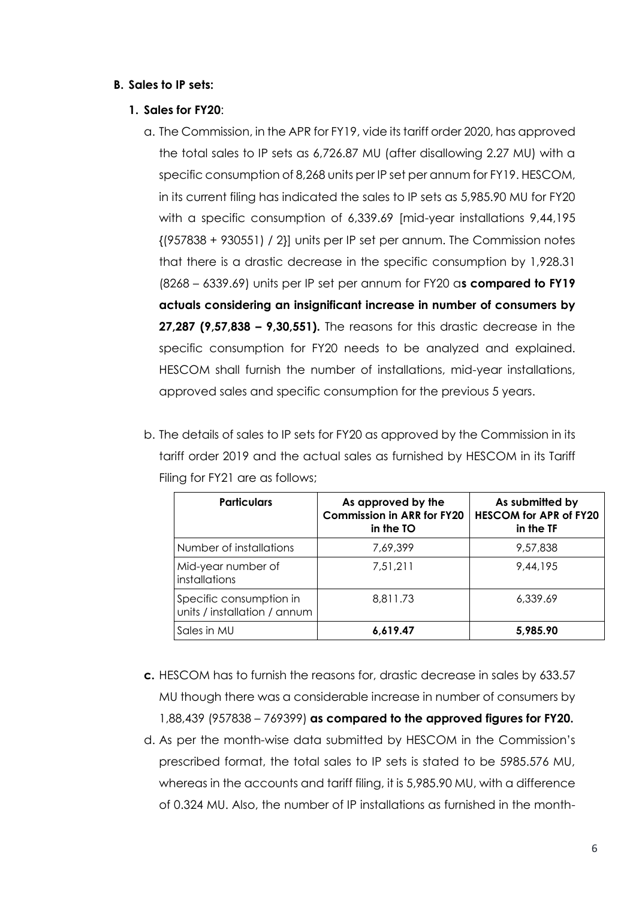**B. Sales to IP sets:**

**1. Sales for FY20**:

a. The Commission, in the APR for FY19, vide its tariff order 2020, has approved the total sales to IP sets as 6,726.87 MU (after disallowing 2.27 MU) with a specific consumption of 8,268 units per IP set per annum for FY19. HESCOM, in its current filing has indicated the sales to IP sets as 5,985.90 MU for FY20 with a specific consumption of 6,339.69 [mid-year installations 9,44,195 {(957838 + 930551) / 2}] units per IP set per annum. The Commission notes that there is a drastic decrease in the specific consumption by 1,928.31 (8268 – 6339.69) units per IP set per annum for FY20 a**s compared to FY19 actuals considering an insignificant increase in number of consumers by 27,287 (9,57,838 – 9,30,551).** The reasons for this drastic decrease in the specific consumption for FY20 needs to be analyzed and explained. HESCOM shall furnish the number of installations, mid-year installations, approved sales and specific consumption for the previous 5 years.

b. The details of sales to IP sets for FY20 as approved by the Commission in its tariff order 2019 and the actual sales as furnished by HESCOM in its Tariff Filing for FY21 are as follows;

| Particulars | As approved by the Commission in ARR for FY20 in the TO | As submitted by HESCOM for APR of FY20 in the TF |
|---|---|---|
| Number of installations | 7,69,399 | 9,57,838 |
| Mid-year number of installations | 7,51,211 | 9,44,195 |
| Specific consumption in units / installation / annum | 8,811.73 | 6,339.69 |
| Sales in MU | **6,619.47** | **5,985.90** |

**c.** HESCOM has to furnish the reasons for, drastic decrease in sales by 633.57 MU though there was a considerable increase in number of consumers by 1,88,439 (957838 – 769399) **as compared to the approved figures for FY20.**

d. As per the month-wise data submitted by HESCOM in the Commission's prescribed format, the total sales to IP sets is stated to be 5985.576 MU, whereas in the accounts and tariff filing, it is 5,985.90 MU, with a difference of 0.324 MU. Also, the number of IP installations as furnished in the month-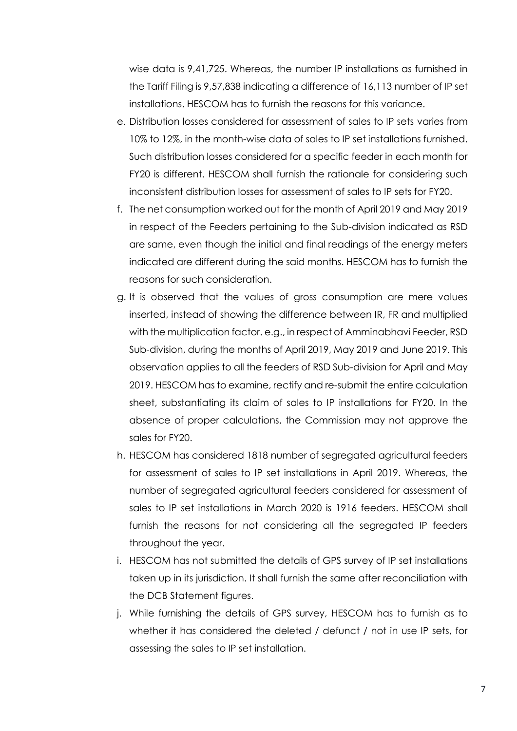wise data is 9,41,725. Whereas, the number IP installations as furnished in the Tariff Filing is 9,57,838 indicating a difference of 16,113 number of IP set installations. HESCOM has to furnish the reasons for this variance.

e. Distribution losses considered for assessment of sales to IP sets varies from 10% to 12%, in the month-wise data of sales to IP set installations furnished. Such distribution losses considered for a specific feeder in each month for FY20 is different. HESCOM shall furnish the rationale for considering such inconsistent distribution losses for assessment of sales to IP sets for FY20.

f. The net consumption worked out for the month of April 2019 and May 2019 in respect of the Feeders pertaining to the Sub-division indicated as RSD are same, even though the initial and final readings of the energy meters indicated are different during the said months. HESCOM has to furnish the reasons for such consideration.

g. It is observed that the values of gross consumption are mere values inserted, instead of showing the difference between IR, FR and multiplied with the multiplication factor. e.g., in respect of Amminabhavi Feeder, RSD Sub-division, during the months of April 2019, May 2019 and June 2019. This observation applies to all the feeders of RSD Sub-division for April and May 2019. HESCOM has to examine, rectify and re-submit the entire calculation sheet, substantiating its claim of sales to IP installations for FY20. In the absence of proper calculations, the Commission may not approve the sales for FY20.

h. HESCOM has considered 1818 number of segregated agricultural feeders for assessment of sales to IP set installations in April 2019. Whereas, the number of segregated agricultural feeders considered for assessment of sales to IP set installations in March 2020 is 1916 feeders. HESCOM shall furnish the reasons for not considering all the segregated IP feeders throughout the year.

i. HESCOM has not submitted the details of GPS survey of IP set installations taken up in its jurisdiction. It shall furnish the same after reconciliation with the DCB Statement figures.

j. While furnishing the details of GPS survey, HESCOM has to furnish as to whether it has considered the deleted / defunct / not in use IP sets, for assessing the sales to IP set installation.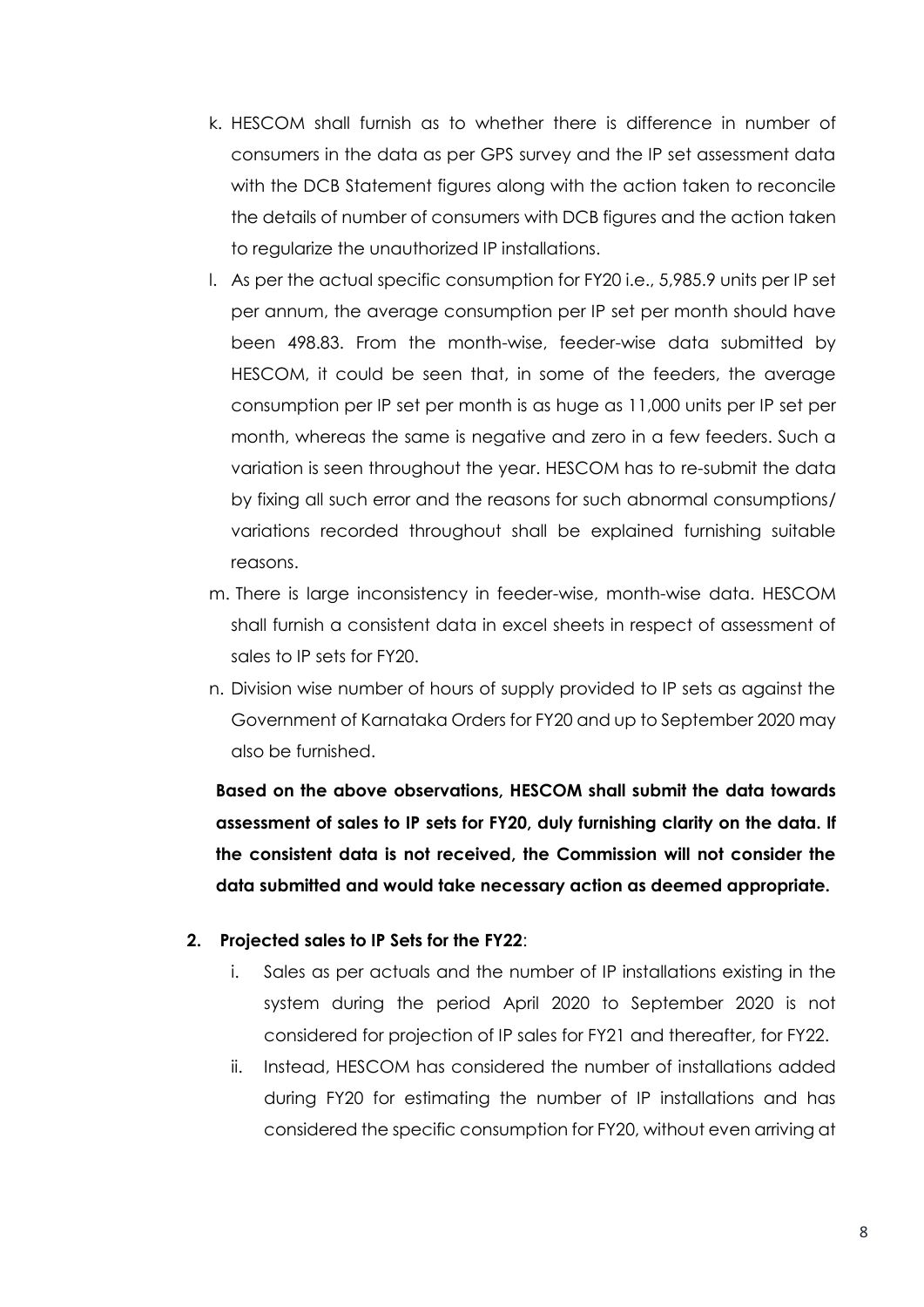k. HESCOM shall furnish as to whether there is difference in number of consumers in the data as per GPS survey and the IP set assessment data with the DCB Statement figures along with the action taken to reconcile the details of number of consumers with DCB figures and the action taken to regularize the unauthorized IP installations.

l. As per the actual specific consumption for FY20 i.e., 5,985.9 units per IP set per annum, the average consumption per IP set per month should have been 498.83. From the month-wise, feeder-wise data submitted by HESCOM, it could be seen that, in some of the feeders, the average consumption per IP set per month is as huge as 11,000 units per IP set per month, whereas the same is negative and zero in a few feeders. Such a variation is seen throughout the year. HESCOM has to re-submit the data by fixing all such error and the reasons for such abnormal consumptions/ variations recorded throughout shall be explained furnishing suitable reasons.

m. There is large inconsistency in feeder-wise, month-wise data. HESCOM shall furnish a consistent data in excel sheets in respect of assessment of sales to IP sets for FY20.

n. Division wise number of hours of supply provided to IP sets as against the Government of Karnataka Orders for FY20 and up to September 2020 may also be furnished.

**Based on the above observations, HESCOM shall submit the data towards assessment of sales to IP sets for FY20, duly furnishing clarity on the data. If the consistent data is not received, the Commission will not consider the data submitted and would take necessary action as deemed appropriate.**

**2. Projected sales to IP Sets for the FY22**:

i. Sales as per actuals and the number of IP installations existing in the system during the period April 2020 to September 2020 is not considered for projection of IP sales for FY21 and thereafter, for FY22.

ii. Instead, HESCOM has considered the number of installations added during FY20 for estimating the number of IP installations and has considered the specific consumption for FY20, without even arriving at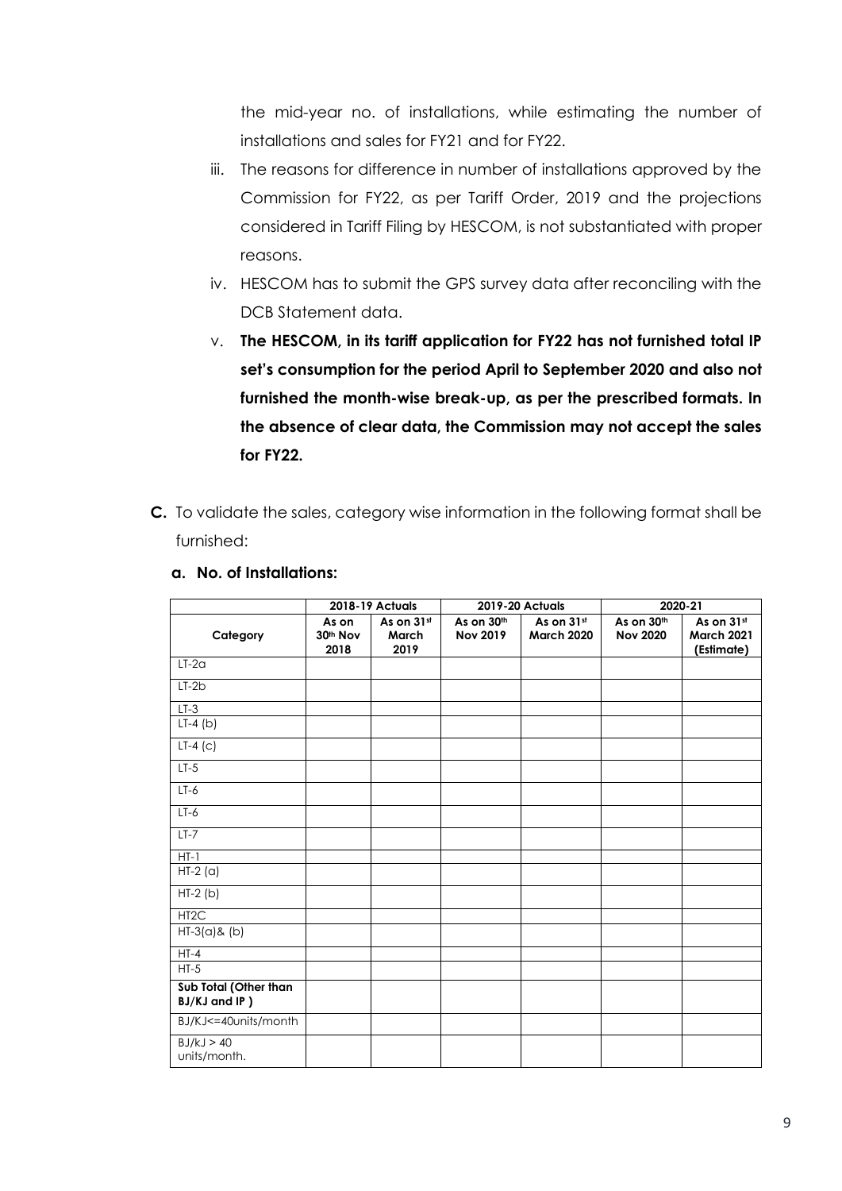the mid-year no. of installations, while estimating the number of installations and sales for FY21 and for FY22.

iii. The reasons for difference in number of installations approved by the Commission for FY22, as per Tariff Order, 2019 and the projections considered in Tariff Filing by HESCOM, is not substantiated with proper reasons.

iv. HESCOM has to submit the GPS survey data after reconciling with the DCB Statement data.

v. **The HESCOM, in its tariff application for FY22 has not furnished total IP set's consumption for the period April to September 2020 and also not furnished the month-wise break-up, as per the prescribed formats. In the absence of clear data, the Commission may not accept the sales for FY22.**

**C.** To validate the sales, category wise information in the following format shall be furnished:

**a. No. of Installations:**

| Category | 2018-19 Actuals | | 2019-20 Actuals | | 2020-21 | |
|---|---|---|---|---|---|---|
| | As on 30th Nov 2018 | As on 31st March 2019 | As on 30th Nov 2019 | As on 31st March 2020 | As on 30th Nov 2020 | As on 31st March 2021 (Estimate) |
| LT-2a | | | | | | |
| LT-2b | | | | | | |
| LT-3 | | | | | | |
| LT-4 (b) | | | | | | |
| LT-4 (c) | | | | | | |
| LT-5 | | | | | | |
| LT-6 | | | | | | |
| LT-6 | | | | | | |
| LT-7 | | | | | | |
| HT-1 | | | | | | |
| HT-2 (a) | | | | | | |
| HT-2 (b) | | | | | | |
| HT2C | | | | | | |
| HT-3(a)& (b) | | | | | | |
| HT-4 | | | | | | |
| HT-5 | | | | | | |
| **Sub Total (Other than BJ/KJ and IP )** | | | | | | |
| BJ/KJ<=40units/month | | | | | | |
| BJ/kJ > 40 units/month. | | | | | | |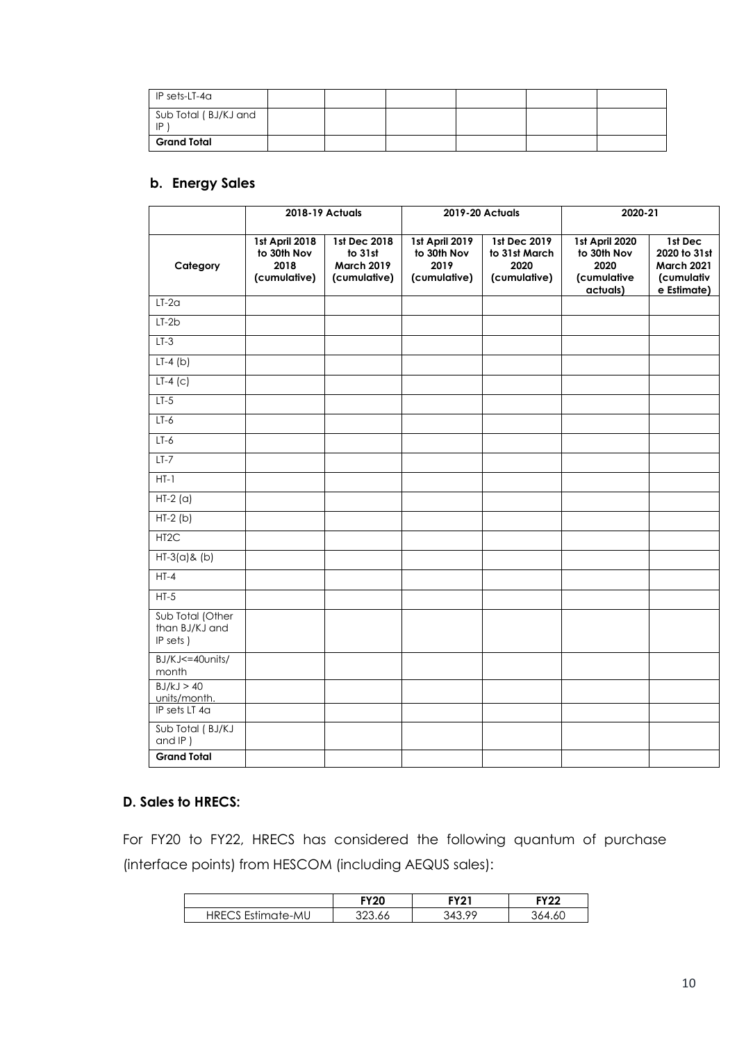| IP sets-LT-4a | | | | | | |
|---|---|---|---|---|---|---|
| Sub Total ( BJ/KJ and IP ) | | | | | | |
| **Grand Total** | | | | | | |

### b. Energy Sales

| | 2018-19 Actuals | | 2019-20 Actuals | | 2020-21 | |
|---|---|---|---|---|---|---|
| **Category** | **1st April 2018 to 30th Nov 2018 (cumulative)** | **1st Dec 2018 to 31st March 2019 (cumulative)** | **1st April 2019 to 30th Nov 2019 (cumulative)** | **1st Dec 2019 to 31st March 2020 (cumulative)** | **1st April 2020 to 30th Nov 2020 (cumulative actuals)** | **1st Dec 2020 to 31st March 2021 (cumulative Estimate)** |
| LT-2a | | | | | | |
| LT-2b | | | | | | |
| LT-3 | | | | | | |
| LT-4 (b) | | | | | | |
| LT-4 (c) | | | | | | |
| LT-5 | | | | | | |
| LT-6 | | | | | | |
| LT-6 | | | | | | |
| LT-7 | | | | | | |
| HT-1 | | | | | | |
| HT-2 (a) | | | | | | |
| HT-2 (b) | | | | | | |
| HT2C | | | | | | |
| HT-3(a)& (b) | | | | | | |
| HT-4 | | | | | | |
| HT-5 | | | | | | |
| Sub Total (Other than BJ/KJ and IP sets ) | | | | | | |
| BJ/KJ<=40units/ month | | | | | | |
| BJ/kJ > 40 units/month. | | | | | | |
| IP sets LT 4a | | | | | | |
| Sub Total ( BJ/KJ and IP ) | | | | | | |
| **Grand Total** | | | | | | |

### D. Sales to HRECS:

For FY20 to FY22, HRECS has considered the following quantum of purchase (interface points) from HESCOM (including AEQUS sales):

| | FY20 | FY21 | FY22 |
|---|---|---|---|
| HRECS Estimate-MU | 323.66 | 343.99 | 364.60 |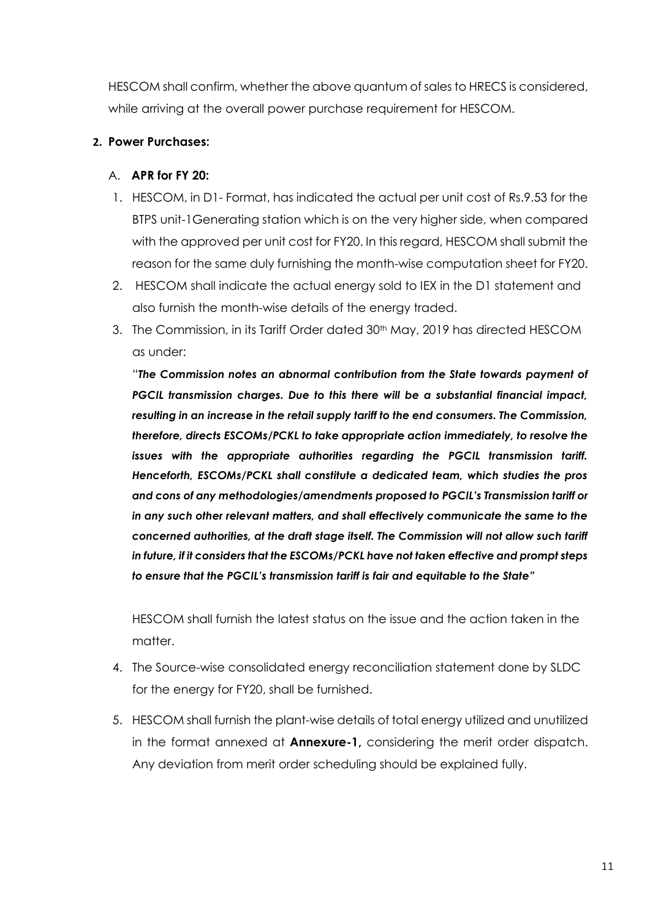HESCOM shall confirm, whether the above quantum of sales to HRECS is considered, while arriving at the overall power purchase requirement for HESCOM.

**2. Power Purchases:**

A. **APR for FY 20:**

1. HESCOM, in D1- Format, has indicated the actual per unit cost of Rs.9.53 for the BTPS unit-1Generating station which is on the very higher side, when compared with the approved per unit cost for FY20. In this regard, HESCOM shall submit the reason for the same duly furnishing the month-wise computation sheet for FY20.
2. HESCOM shall indicate the actual energy sold to IEX in the D1 statement and also furnish the month-wise details of the energy traded.
3. The Commission, in its Tariff Order dated 30th May, 2019 has directed HESCOM as under:

   "***The Commission notes an abnormal contribution from the State towards payment of PGCIL transmission charges. Due to this there will be a substantial financial impact, resulting in an increase in the retail supply tariff to the end consumers. The Commission, therefore, directs ESCOMs/PCKL to take appropriate action immediately, to resolve the issues with the appropriate authorities regarding the PGCIL transmission tariff. Henceforth, ESCOMs/PCKL shall constitute a dedicated team, which studies the pros and cons of any methodologies/amendments proposed to PGCIL's Transmission tariff or in any such other relevant matters, and shall effectively communicate the same to the concerned authorities, at the draft stage itself. The Commission will not allow such tariff in future, if it considers that the ESCOMs/PCKL have not taken effective and prompt steps to ensure that the PGCIL's transmission tariff is fair and equitable to the State"***

   HESCOM shall furnish the latest status on the issue and the action taken in the matter.

4. The Source-wise consolidated energy reconciliation statement done by SLDC for the energy for FY20, shall be furnished.
5. HESCOM shall furnish the plant-wise details of total energy utilized and unutilized in the format annexed at **Annexure-1,** considering the merit order dispatch. Any deviation from merit order scheduling should be explained fully.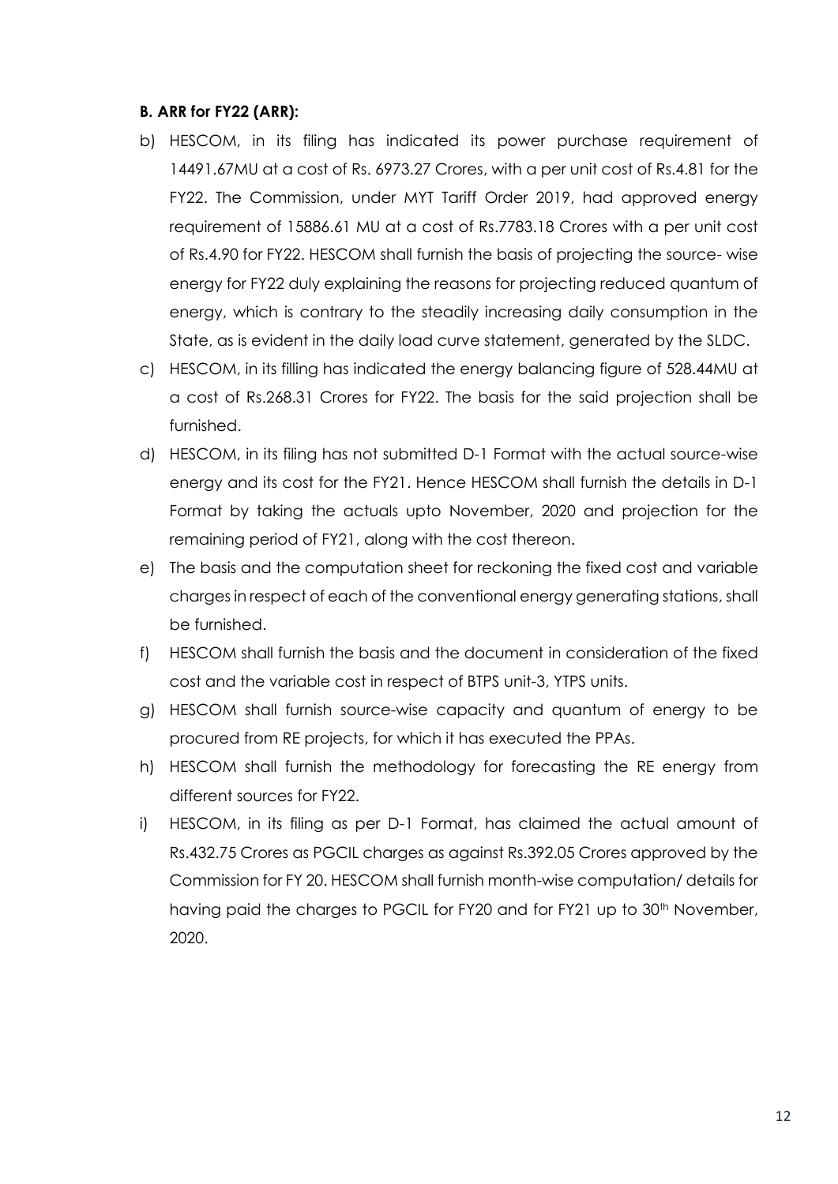**B. ARR for FY22 (ARR):**

b) HESCOM, in its filing has indicated its power purchase requirement of 14491.67MU at a cost of Rs. 6973.27 Crores, with a per unit cost of Rs.4.81 for the FY22. The Commission, under MYT Tariff Order 2019, had approved energy requirement of 15886.61 MU at a cost of Rs.7783.18 Crores with a per unit cost of Rs.4.90 for FY22. HESCOM shall furnish the basis of projecting the source- wise energy for FY22 duly explaining the reasons for projecting reduced quantum of energy, which is contrary to the steadily increasing daily consumption in the State, as is evident in the daily load curve statement, generated by the SLDC.

c) HESCOM, in its filling has indicated the energy balancing figure of 528.44MU at a cost of Rs.268.31 Crores for FY22. The basis for the said projection shall be furnished.

d) HESCOM, in its filing has not submitted D-1 Format with the actual source-wise energy and its cost for the FY21. Hence HESCOM shall furnish the details in D-1 Format by taking the actuals upto November, 2020 and projection for the remaining period of FY21, along with the cost thereon.

e) The basis and the computation sheet for reckoning the fixed cost and variable charges in respect of each of the conventional energy generating stations, shall be furnished.

f) HESCOM shall furnish the basis and the document in consideration of the fixed cost and the variable cost in respect of BTPS unit-3, YTPS units.

g) HESCOM shall furnish source-wise capacity and quantum of energy to be procured from RE projects, for which it has executed the PPAs.

h) HESCOM shall furnish the methodology for forecasting the RE energy from different sources for FY22.

i) HESCOM, in its filing as per D-1 Format, has claimed the actual amount of Rs.432.75 Crores as PGCIL charges as against Rs.392.05 Crores approved by the Commission for FY 20. HESCOM shall furnish month-wise computation/ details for having paid the charges to PGCIL for FY20 and for FY21 up to 30th November, 2020.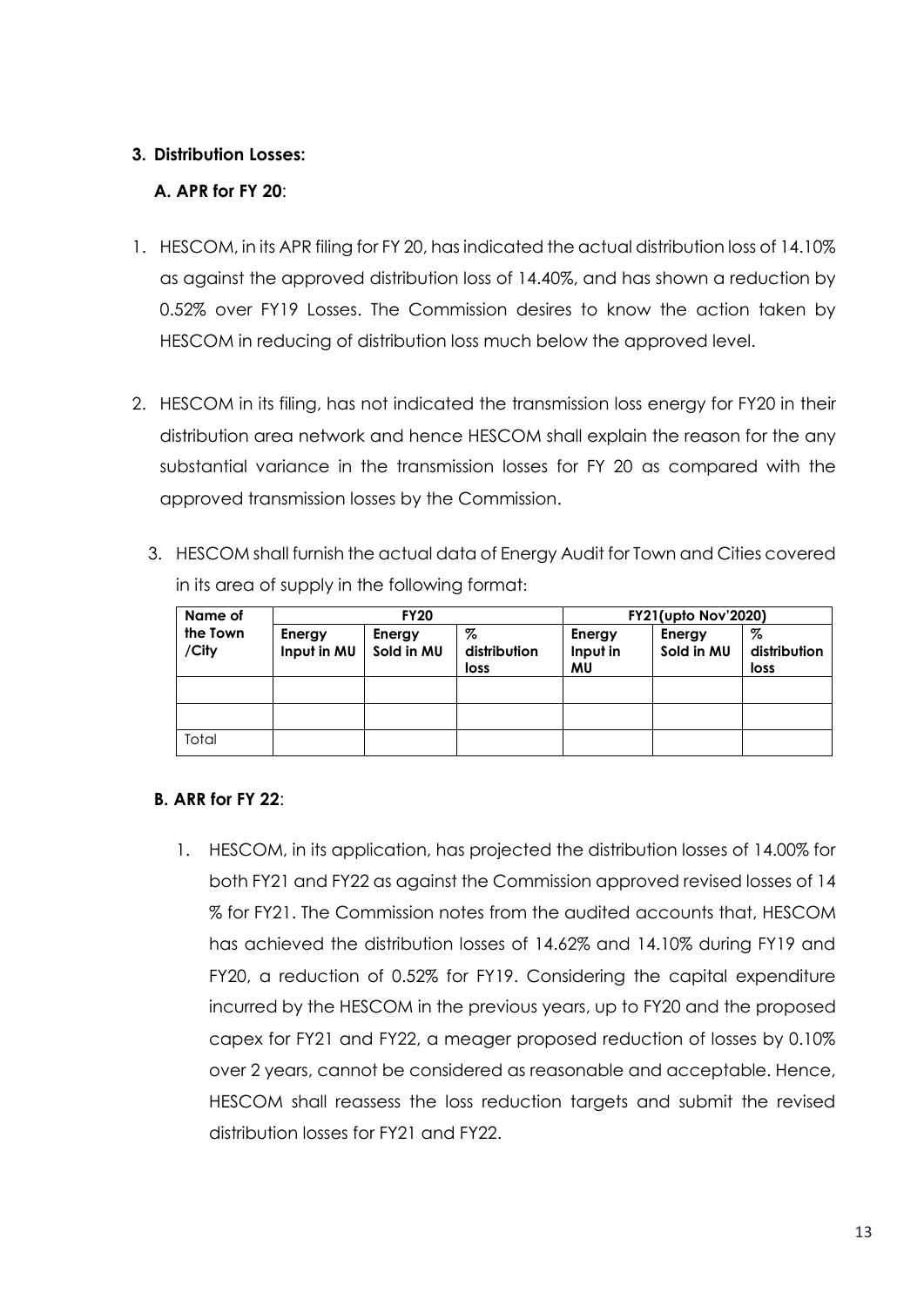### 3. Distribution Losses:

#### A. APR for FY 20:

1. HESCOM, in its APR filing for FY 20, has indicated the actual distribution loss of 14.10% as against the approved distribution loss of 14.40%, and has shown a reduction by 0.52% over FY19 Losses. The Commission desires to know the action taken by HESCOM in reducing of distribution loss much below the approved level.

2. HESCOM in its filing, has not indicated the transmission loss energy for FY20 in their distribution area network and hence HESCOM shall explain the reason for the any substantial variance in the transmission losses for FY 20 as compared with the approved transmission losses by the Commission.

3. HESCOM shall furnish the actual data of Energy Audit for Town and Cities covered in its area of supply in the following format:

| Name of the Town /City | FY20 | | | FY21(upto Nov'2020) | | |
|---|---|---|---|---|---|---|
| | Energy Input in MU | Energy Sold in MU | % distribution loss | Energy Input in MU | Energy Sold in MU | % distribution loss |
| | | | | | | |
| | | | | | | |
| Total | | | | | | |

#### B. ARR for FY 22:

1. HESCOM, in its application, has projected the distribution losses of 14.00% for both FY21 and FY22 as against the Commission approved revised losses of 14 % for FY21. The Commission notes from the audited accounts that, HESCOM has achieved the distribution losses of 14.62% and 14.10% during FY19 and FY20, a reduction of 0.52% for FY19. Considering the capital expenditure incurred by the HESCOM in the previous years, up to FY20 and the proposed capex for FY21 and FY22, a meager proposed reduction of losses by 0.10% over 2 years, cannot be considered as reasonable and acceptable. Hence, HESCOM shall reassess the loss reduction targets and submit the revised distribution losses for FY21 and FY22.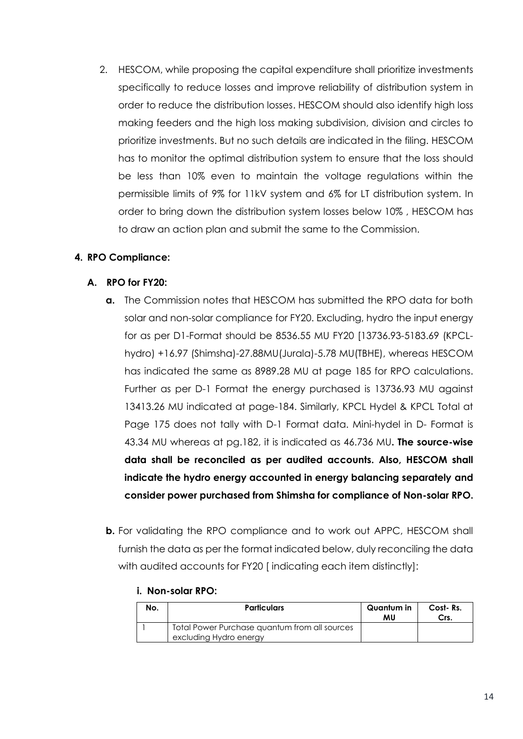2. HESCOM, while proposing the capital expenditure shall prioritize investments specifically to reduce losses and improve reliability of distribution system in order to reduce the distribution losses. HESCOM should also identify high loss making feeders and the high loss making subdivision, division and circles to prioritize investments. But no such details are indicated in the filing. HESCOM has to monitor the optimal distribution system to ensure that the loss should be less than 10% even to maintain the voltage regulations within the permissible limits of 9% for 11kV system and 6% for LT distribution system. In order to bring down the distribution system losses below 10% , HESCOM has to draw an action plan and submit the same to the Commission.

### 4. RPO Compliance:

#### A. RPO for FY20:

**a.** The Commission notes that HESCOM has submitted the RPO data for both solar and non-solar compliance for FY20. Excluding, hydro the input energy for as per D1-Format should be 8536.55 MU FY20 [13736.93-5183.69 (KPCL-hydro) +16.97 (Shimsha)-27.88MU(Jurala)-5.78 MU(TBHE), whereas HESCOM has indicated the same as 8989.28 MU at page 185 for RPO calculations. Further as per D-1 Format the energy purchased is 13736.93 MU against 13413.26 MU indicated at page-184. Similarly, KPCL Hydel & KPCL Total at Page 175 does not tally with D-1 Format data. Mini-hydel in D- Format is 43.34 MU whereas at pg.182, it is indicated as 46.736 MU**. The source-wise data shall be reconciled as per audited accounts. Also, HESCOM shall indicate the hydro energy accounted in energy balancing separately and consider power purchased from Shimsha for compliance of Non-solar RPO.**

**b.** For validating the RPO compliance and to work out APPC, HESCOM shall furnish the data as per the format indicated below, duly reconciling the data with audited accounts for FY20 [ indicating each item distinctly]:

**i. Non-solar RPO:**

| No. | Particulars | Quantum in MU | Cost- Rs. Crs. |
|---|---|---|---|
| 1 | Total Power Purchase quantum from all sources excluding Hydro energy | | |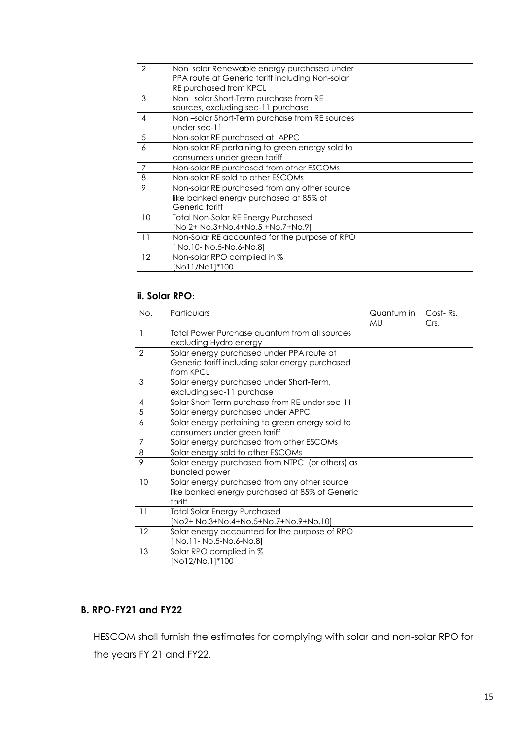| | | | |
|---|---|---|---|
| 2 | Non–solar Renewable energy purchased under PPA route at Generic tariff including Non-solar RE purchased from KPCL | | |
| 3 | Non –solar Short-Term purchase from RE sources, excluding sec-11 purchase | | |
| 4 | Non –solar Short-Term purchase from RE sources under sec-11 | | |
| 5 | Non-solar RE purchased at APPC | | |
| 6 | Non-solar RE pertaining to green energy sold to consumers under green tariff | | |
| 7 | Non-solar RE purchased from other ESCOMs | | |
| 8 | Non-solar RE sold to other ESCOMs | | |
| 9 | Non-solar RE purchased from any other source like banked energy purchased at 85% of Generic tariff | | |
| 10 | Total Non-Solar RE Energy Purchased [No 2+ No.3+No.4+No.5 +No.7+No.9] | | |
| 11 | Non-Solar RE accounted for the purpose of RPO [ No.10- No.5-No.6-No.8] | | |
| 12 | Non-solar RPO complied in % [No11/No1]*100 | | |

### ii. Solar RPO:

| No. | Particulars | Quantum in MU | Cost- Rs. Crs. |
|---|---|---|---|
| 1 | Total Power Purchase quantum from all sources excluding Hydro energy | | |
| 2 | Solar energy purchased under PPA route at Generic tariff including solar energy purchased from KPCL | | |
| 3 | Solar energy purchased under Short-Term, excluding sec-11 purchase | | |
| 4 | Solar Short-Term purchase from RE under sec-11 | | |
| 5 | Solar energy purchased under APPC | | |
| 6 | Solar energy pertaining to green energy sold to consumers under green tariff | | |
| 7 | Solar energy purchased from other ESCOMs | | |
| 8 | Solar energy sold to other ESCOMs | | |
| 9 | Solar energy purchased from NTPC (or others) as bundled power | | |
| 10 | Solar energy purchased from any other source like banked energy purchased at 85% of Generic tariff | | |
| 11 | Total Solar Energy Purchased [No2+ No.3+No.4+No.5+No.7+No.9+No.10] | | |
| 12 | Solar energy accounted for the purpose of RPO [ No.11- No.5-No.6-No.8] | | |
| 13 | Solar RPO complied in % [No12/No.1]*100 | | |

## B. RPO-FY21 and FY22

HESCOM shall furnish the estimates for complying with solar and non-solar RPO for the years FY 21 and FY22.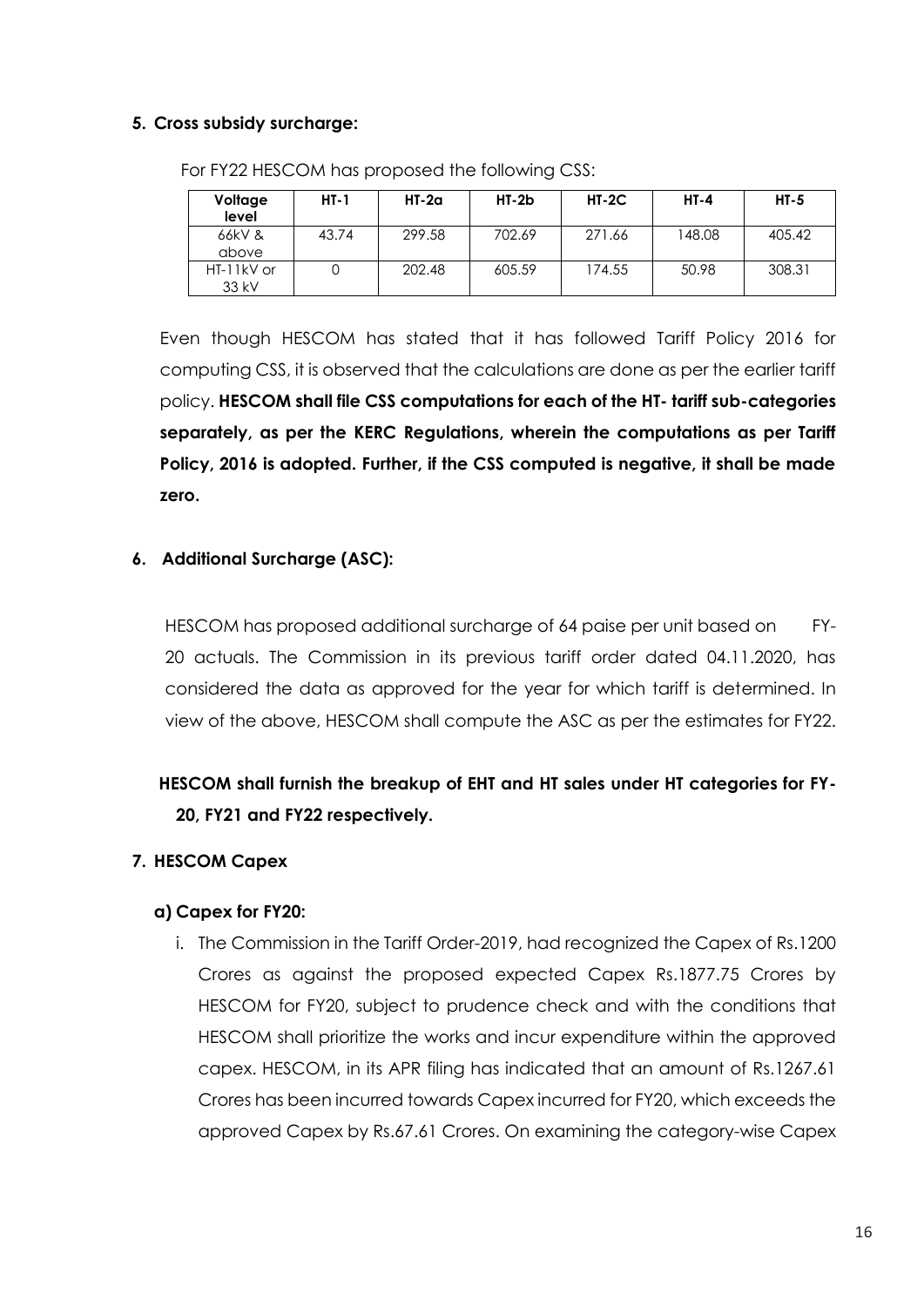**5. Cross subsidy surcharge:**

For FY22 HESCOM has proposed the following CSS:

| Voltage level | HT-1 | HT-2a | HT-2b | HT-2C | HT-4 | HT-5 |
|---|---|---|---|---|---|---|
| 66kV & above | 43.74 | 299.58 | 702.69 | 271.66 | 148.08 | 405.42 |
| HT-11kV or 33 kV | 0 | 202.48 | 605.59 | 174.55 | 50.98 | 308.31 |

Even though HESCOM has stated that it has followed Tariff Policy 2016 for computing CSS, it is observed that the calculations are done as per the earlier tariff policy. **HESCOM shall file CSS computations for each of the HT- tariff sub-categories separately, as per the KERC Regulations, wherein the computations as per Tariff Policy, 2016 is adopted. Further, if the CSS computed is negative, it shall be made zero.**

**6. Additional Surcharge (ASC):**

HESCOM has proposed additional surcharge of 64 paise per unit based on FY-20 actuals. The Commission in its previous tariff order dated 04.11.2020, has considered the data as approved for the year for which tariff is determined. In view of the above, HESCOM shall compute the ASC as per the estimates for FY22.

**HESCOM shall furnish the breakup of EHT and HT sales under HT categories for FY-20, FY21 and FY22 respectively.**

**7. HESCOM Capex**

**a) Capex for FY20:**

i. The Commission in the Tariff Order-2019, had recognized the Capex of Rs.1200 Crores as against the proposed expected Capex Rs.1877.75 Crores by HESCOM for FY20, subject to prudence check and with the conditions that HESCOM shall prioritize the works and incur expenditure within the approved capex. HESCOM, in its APR filing has indicated that an amount of Rs.1267.61 Crores has been incurred towards Capex incurred for FY20, which exceeds the approved Capex by Rs.67.61 Crores. On examining the category-wise Capex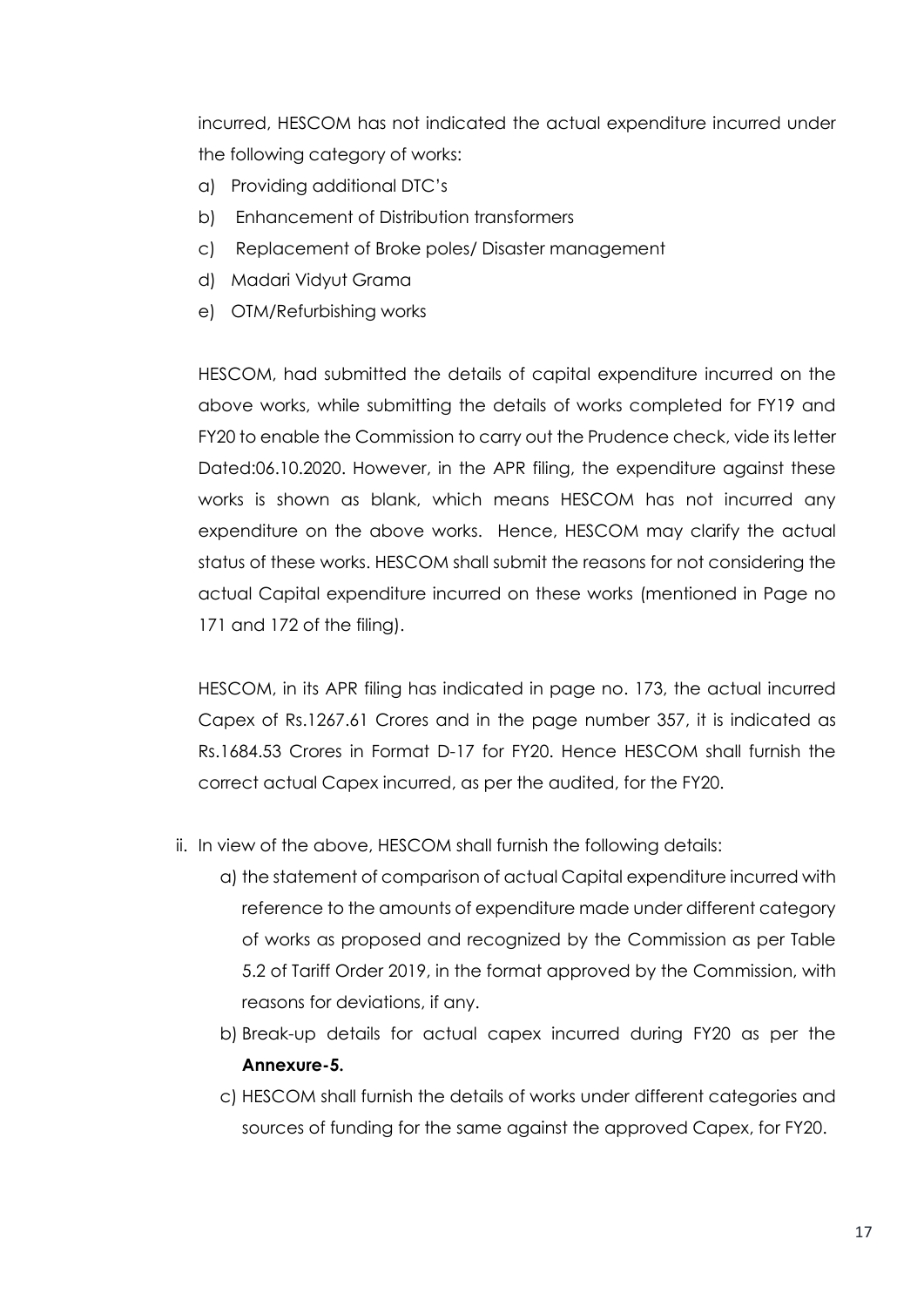incurred, HESCOM has not indicated the actual expenditure incurred under the following category of works:

a) Providing additional DTC's
b) Enhancement of Distribution transformers
c) Replacement of Broke poles/ Disaster management
d) Madari Vidyut Grama
e) OTM/Refurbishing works

HESCOM, had submitted the details of capital expenditure incurred on the above works, while submitting the details of works completed for FY19 and FY20 to enable the Commission to carry out the Prudence check, vide its letter Dated:06.10.2020. However, in the APR filing, the expenditure against these works is shown as blank, which means HESCOM has not incurred any expenditure on the above works. Hence, HESCOM may clarify the actual status of these works. HESCOM shall submit the reasons for not considering the actual Capital expenditure incurred on these works (mentioned in Page no 171 and 172 of the filing).

HESCOM, in its APR filing has indicated in page no. 173, the actual incurred Capex of Rs.1267.61 Crores and in the page number 357, it is indicated as Rs.1684.53 Crores in Format D-17 for FY20. Hence HESCOM shall furnish the correct actual Capex incurred, as per the audited, for the FY20.

ii. In view of the above, HESCOM shall furnish the following details:

   a) the statement of comparison of actual Capital expenditure incurred with reference to the amounts of expenditure made under different category of works as proposed and recognized by the Commission as per Table 5.2 of Tariff Order 2019, in the format approved by the Commission, with reasons for deviations, if any.

   b) Break-up details for actual capex incurred during FY20 as per the **Annexure-5.**

   c) HESCOM shall furnish the details of works under different categories and sources of funding for the same against the approved Capex, for FY20.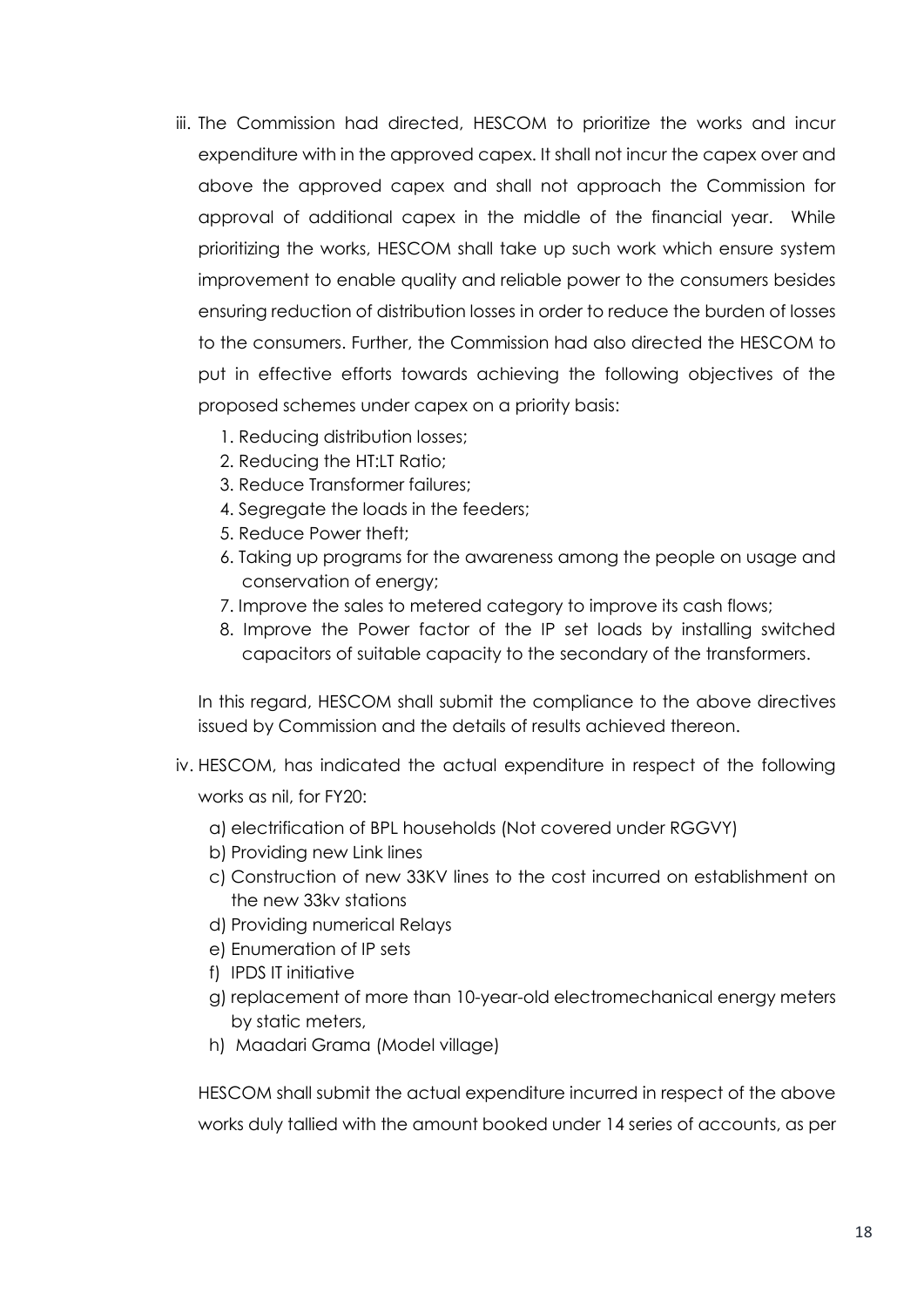iii. The Commission had directed, HESCOM to prioritize the works and incur expenditure with in the approved capex. It shall not incur the capex over and above the approved capex and shall not approach the Commission for approval of additional capex in the middle of the financial year. While prioritizing the works, HESCOM shall take up such work which ensure system improvement to enable quality and reliable power to the consumers besides ensuring reduction of distribution losses in order to reduce the burden of losses to the consumers. Further, the Commission had also directed the HESCOM to put in effective efforts towards achieving the following objectives of the proposed schemes under capex on a priority basis:

   1. Reducing distribution losses;
   2. Reducing the HT:LT Ratio;
   3. Reduce Transformer failures;
   4. Segregate the loads in the feeders;
   5. Reduce Power theft;
   6. Taking up programs for the awareness among the people on usage and conservation of energy;
   7. Improve the sales to metered category to improve its cash flows;
   8. Improve the Power factor of the IP set loads by installing switched capacitors of suitable capacity to the secondary of the transformers.

   In this regard, HESCOM shall submit the compliance to the above directives issued by Commission and the details of results achieved thereon.

iv. HESCOM, has indicated the actual expenditure in respect of the following works as nil, for FY20:

   a) electrification of BPL households (Not covered under RGGVY)
   b) Providing new Link lines
   c) Construction of new 33KV lines to the cost incurred on establishment on the new 33kv stations
   d) Providing numerical Relays
   e) Enumeration of IP sets
   f) IPDS IT initiative
   g) replacement of more than 10-year-old electromechanical energy meters by static meters,
   h) Maadari Grama (Model village)

   HESCOM shall submit the actual expenditure incurred in respect of the above works duly tallied with the amount booked under 14 series of accounts, as per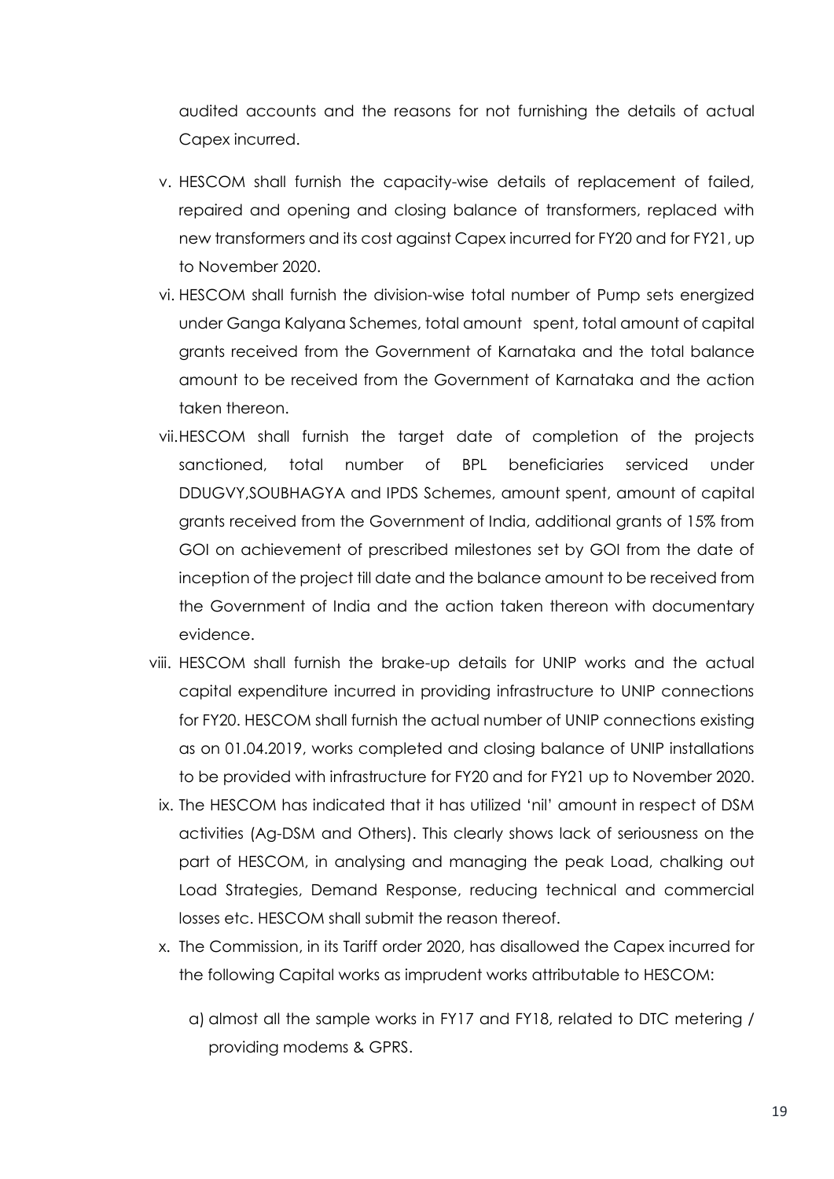audited accounts and the reasons for not furnishing the details of actual Capex incurred.

v. HESCOM shall furnish the capacity-wise details of replacement of failed, repaired and opening and closing balance of transformers, replaced with new transformers and its cost against Capex incurred for FY20 and for FY21, up to November 2020.

vi. HESCOM shall furnish the division-wise total number of Pump sets energized under Ganga Kalyana Schemes, total amount spent, total amount of capital grants received from the Government of Karnataka and the total balance amount to be received from the Government of Karnataka and the action taken thereon.

vii. HESCOM shall furnish the target date of completion of the projects sanctioned, total number of BPL beneficiaries serviced under DDUGVY,SOUBHAGYA and IPDS Schemes, amount spent, amount of capital grants received from the Government of India, additional grants of 15% from GOI on achievement of prescribed milestones set by GOI from the date of inception of the project till date and the balance amount to be received from the Government of India and the action taken thereon with documentary evidence.

viii. HESCOM shall furnish the brake-up details for UNIP works and the actual capital expenditure incurred in providing infrastructure to UNIP connections for FY20. HESCOM shall furnish the actual number of UNIP connections existing as on 01.04.2019, works completed and closing balance of UNIP installations to be provided with infrastructure for FY20 and for FY21 up to November 2020.

ix. The HESCOM has indicated that it has utilized 'nil' amount in respect of DSM activities (Ag-DSM and Others). This clearly shows lack of seriousness on the part of HESCOM, in analysing and managing the peak Load, chalking out Load Strategies, Demand Response, reducing technical and commercial losses etc. HESCOM shall submit the reason thereof.

x. The Commission, in its Tariff order 2020, has disallowed the Capex incurred for the following Capital works as imprudent works attributable to HESCOM:

   a) almost all the sample works in FY17 and FY18, related to DTC metering / providing modems & GPRS.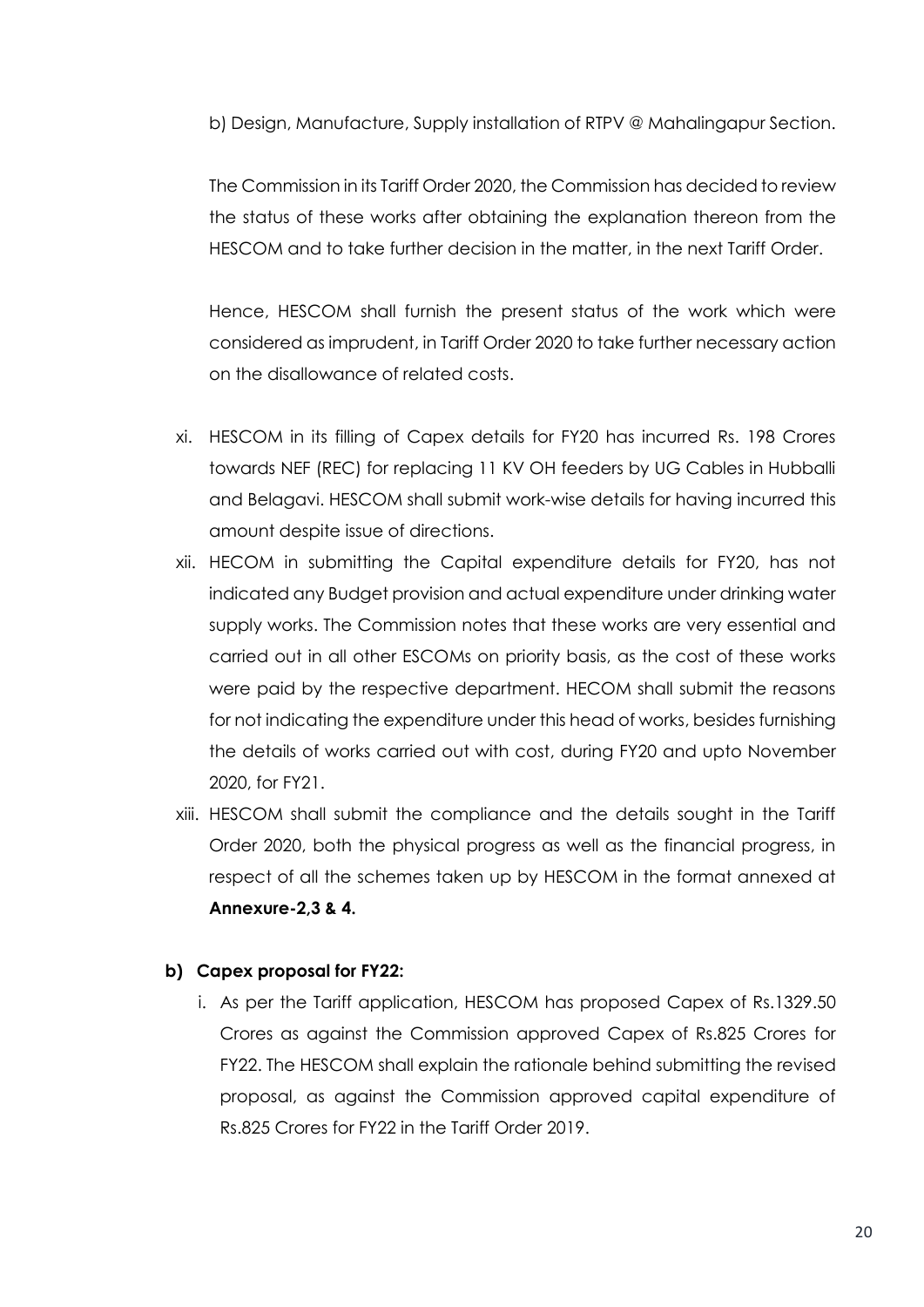b) Design, Manufacture, Supply installation of RTPV @ Mahalingapur Section.

The Commission in its Tariff Order 2020, the Commission has decided to review the status of these works after obtaining the explanation thereon from the HESCOM and to take further decision in the matter, in the next Tariff Order.

Hence, HESCOM shall furnish the present status of the work which were considered as imprudent, in Tariff Order 2020 to take further necessary action on the disallowance of related costs.

xi. HESCOM in its filling of Capex details for FY20 has incurred Rs. 198 Crores towards NEF (REC) for replacing 11 KV OH feeders by UG Cables in Hubballi and Belagavi. HESCOM shall submit work-wise details for having incurred this amount despite issue of directions.

xii. HECOM in submitting the Capital expenditure details for FY20, has not indicated any Budget provision and actual expenditure under drinking water supply works. The Commission notes that these works are very essential and carried out in all other ESCOMs on priority basis, as the cost of these works were paid by the respective department. HECOM shall submit the reasons for not indicating the expenditure under this head of works, besides furnishing the details of works carried out with cost, during FY20 and upto November 2020, for FY21.

xiii. HESCOM shall submit the compliance and the details sought in the Tariff Order 2020, both the physical progress as well as the financial progress, in respect of all the schemes taken up by HESCOM in the format annexed at **Annexure-2,3 & 4.**

**b) Capex proposal for FY22:**

i. As per the Tariff application, HESCOM has proposed Capex of Rs.1329.50 Crores as against the Commission approved Capex of Rs.825 Crores for FY22. The HESCOM shall explain the rationale behind submitting the revised proposal, as against the Commission approved capital expenditure of Rs.825 Crores for FY22 in the Tariff Order 2019.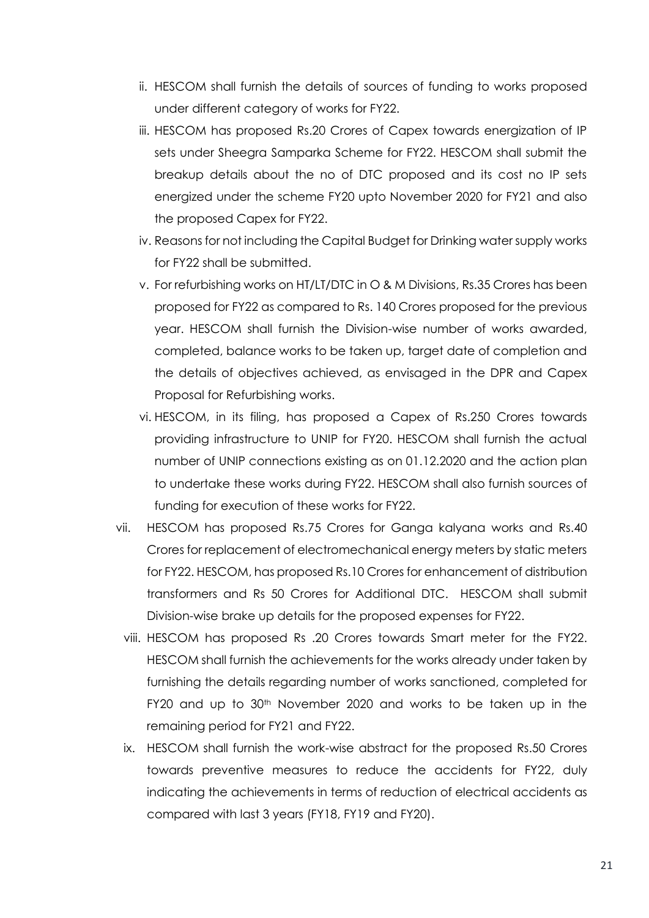ii. HESCOM shall furnish the details of sources of funding to works proposed under different category of works for FY22.

iii. HESCOM has proposed Rs.20 Crores of Capex towards energization of IP sets under Sheegra Samparka Scheme for FY22. HESCOM shall submit the breakup details about the no of DTC proposed and its cost no IP sets energized under the scheme FY20 upto November 2020 for FY21 and also the proposed Capex for FY22.

iv. Reasons for not including the Capital Budget for Drinking water supply works for FY22 shall be submitted.

v. For refurbishing works on HT/LT/DTC in O & M Divisions, Rs.35 Crores has been proposed for FY22 as compared to Rs. 140 Crores proposed for the previous year. HESCOM shall furnish the Division-wise number of works awarded, completed, balance works to be taken up, target date of completion and the details of objectives achieved, as envisaged in the DPR and Capex Proposal for Refurbishing works.

vi. HESCOM, in its filing, has proposed a Capex of Rs.250 Crores towards providing infrastructure to UNIP for FY20. HESCOM shall furnish the actual number of UNIP connections existing as on 01.12.2020 and the action plan to undertake these works during FY22. HESCOM shall also furnish sources of funding for execution of these works for FY22.

vii. HESCOM has proposed Rs.75 Crores for Ganga kalyana works and Rs.40 Crores for replacement of electromechanical energy meters by static meters for FY22. HESCOM, has proposed Rs.10 Crores for enhancement of distribution transformers and Rs 50 Crores for Additional DTC. HESCOM shall submit Division-wise brake up details for the proposed expenses for FY22.

viii. HESCOM has proposed Rs .20 Crores towards Smart meter for the FY22. HESCOM shall furnish the achievements for the works already under taken by furnishing the details regarding number of works sanctioned, completed for FY20 and up to 30th November 2020 and works to be taken up in the remaining period for FY21 and FY22.

ix. HESCOM shall furnish the work-wise abstract for the proposed Rs.50 Crores towards preventive measures to reduce the accidents for FY22, duly indicating the achievements in terms of reduction of electrical accidents as compared with last 3 years (FY18, FY19 and FY20).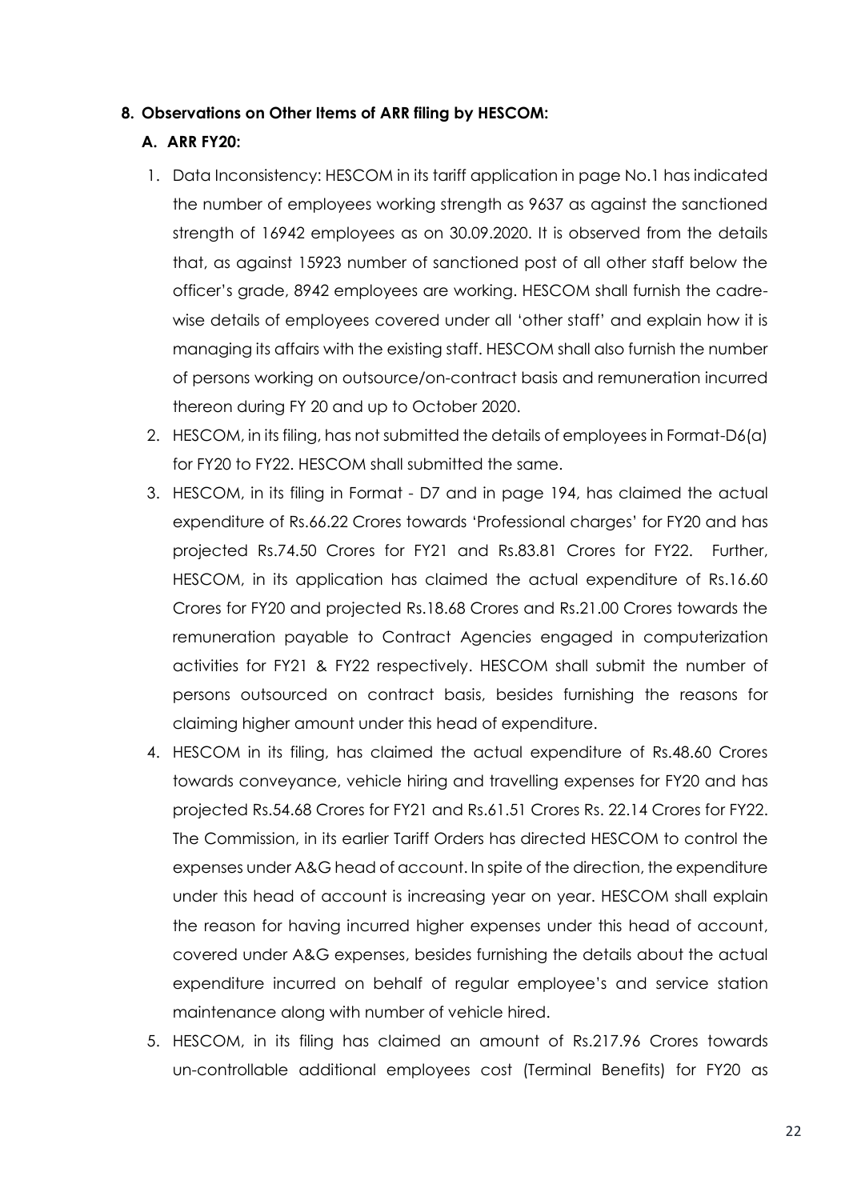**8. Observations on Other Items of ARR filing by HESCOM:**

**A. ARR FY20:**

1. Data Inconsistency: HESCOM in its tariff application in page No.1 has indicated the number of employees working strength as 9637 as against the sanctioned strength of 16942 employees as on 30.09.2020. It is observed from the details that, as against 15923 number of sanctioned post of all other staff below the officer's grade, 8942 employees are working. HESCOM shall furnish the cadre-wise details of employees covered under all 'other staff' and explain how it is managing its affairs with the existing staff. HESCOM shall also furnish the number of persons working on outsource/on-contract basis and remuneration incurred thereon during FY 20 and up to October 2020.
2. HESCOM, in its filing, has not submitted the details of employees in Format-D6(a) for FY20 to FY22. HESCOM shall submitted the same.
3. HESCOM, in its filing in Format - D7 and in page 194, has claimed the actual expenditure of Rs.66.22 Crores towards 'Professional charges' for FY20 and has projected Rs.74.50 Crores for FY21 and Rs.83.81 Crores for FY22. Further, HESCOM, in its application has claimed the actual expenditure of Rs.16.60 Crores for FY20 and projected Rs.18.68 Crores and Rs.21.00 Crores towards the remuneration payable to Contract Agencies engaged in computerization activities for FY21 & FY22 respectively. HESCOM shall submit the number of persons outsourced on contract basis, besides furnishing the reasons for claiming higher amount under this head of expenditure.
4. HESCOM in its filing, has claimed the actual expenditure of Rs.48.60 Crores towards conveyance, vehicle hiring and travelling expenses for FY20 and has projected Rs.54.68 Crores for FY21 and Rs.61.51 Crores Rs. 22.14 Crores for FY22. The Commission, in its earlier Tariff Orders has directed HESCOM to control the expenses under A&G head of account. In spite of the direction, the expenditure under this head of account is increasing year on year. HESCOM shall explain the reason for having incurred higher expenses under this head of account, covered under A&G expenses, besides furnishing the details about the actual expenditure incurred on behalf of regular employee's and service station maintenance along with number of vehicle hired.
5. HESCOM, in its filing has claimed an amount of Rs.217.96 Crores towards un-controllable additional employees cost (Terminal Benefits) for FY20 as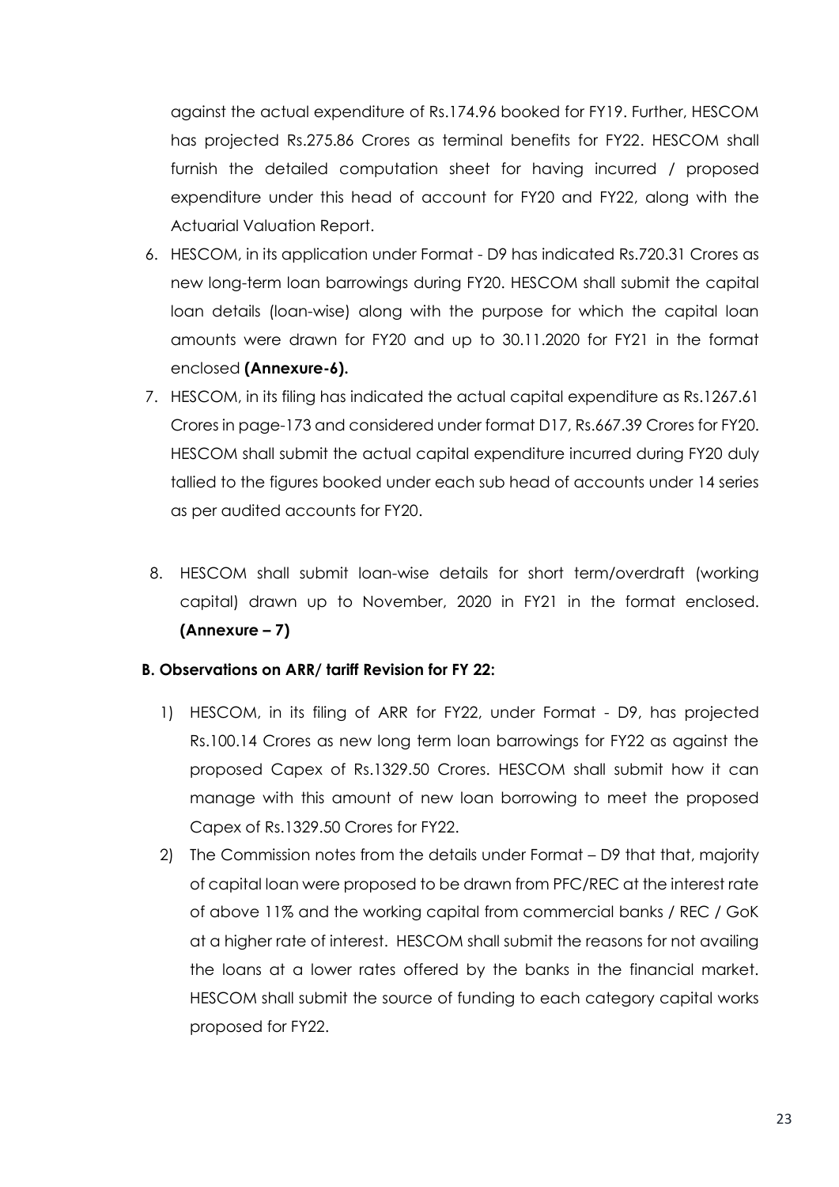against the actual expenditure of Rs.174.96 booked for FY19. Further, HESCOM has projected Rs.275.86 Crores as terminal benefits for FY22. HESCOM shall furnish the detailed computation sheet for having incurred / proposed expenditure under this head of account for FY20 and FY22, along with the Actuarial Valuation Report.

6. HESCOM, in its application under Format - D9 has indicated Rs.720.31 Crores as new long-term loan barrowings during FY20. HESCOM shall submit the capital loan details (loan-wise) along with the purpose for which the capital loan amounts were drawn for FY20 and up to 30.11.2020 for FY21 in the format enclosed **(Annexure-6).**
7. HESCOM, in its filing has indicated the actual capital expenditure as Rs.1267.61 Crores in page-173 and considered under format D17, Rs.667.39 Crores for FY20. HESCOM shall submit the actual capital expenditure incurred during FY20 duly tallied to the figures booked under each sub head of accounts under 14 series as per audited accounts for FY20.
8. HESCOM shall submit loan-wise details for short term/overdraft (working capital) drawn up to November, 2020 in FY21 in the format enclosed. **(Annexure – 7)**

**B. Observations on ARR/ tariff Revision for FY 22:**

1) HESCOM, in its filing of ARR for FY22, under Format - D9, has projected Rs.100.14 Crores as new long term loan barrowings for FY22 as against the proposed Capex of Rs.1329.50 Crores. HESCOM shall submit how it can manage with this amount of new loan borrowing to meet the proposed Capex of Rs.1329.50 Crores for FY22.
2) The Commission notes from the details under Format – D9 that that, majority of capital loan were proposed to be drawn from PFC/REC at the interest rate of above 11% and the working capital from commercial banks / REC / GoK at a higher rate of interest. HESCOM shall submit the reasons for not availing the loans at a lower rates offered by the banks in the financial market. HESCOM shall submit the source of funding to each category capital works proposed for FY22.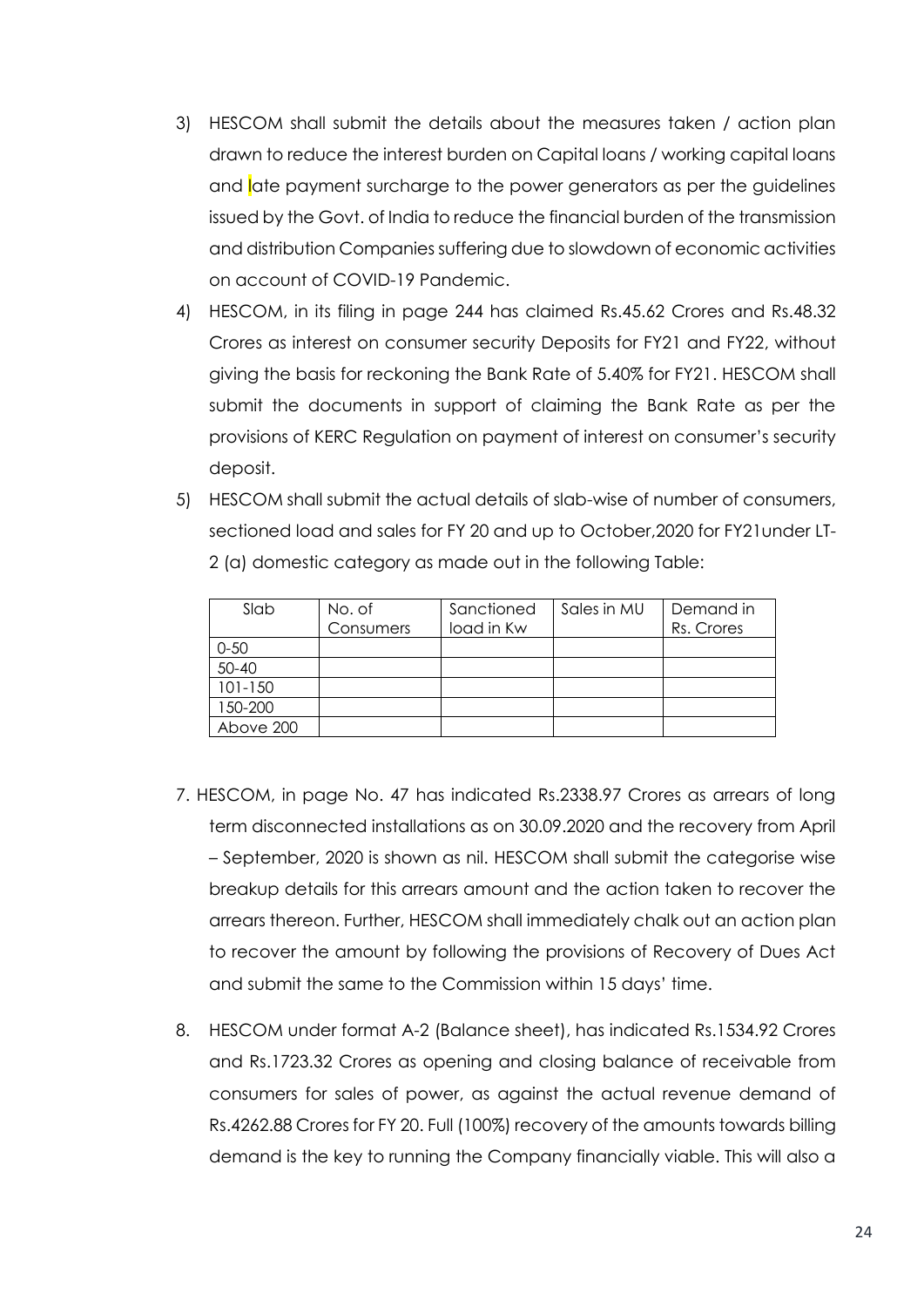3) HESCOM shall submit the details about the measures taken / action plan drawn to reduce the interest burden on Capital loans / working capital loans and late payment surcharge to the power generators as per the guidelines issued by the Govt. of India to reduce the financial burden of the transmission and distribution Companies suffering due to slowdown of economic activities on account of COVID-19 Pandemic.

4) HESCOM, in its filing in page 244 has claimed Rs.45.62 Crores and Rs.48.32 Crores as interest on consumer security Deposits for FY21 and FY22, without giving the basis for reckoning the Bank Rate of 5.40% for FY21. HESCOM shall submit the documents in support of claiming the Bank Rate as per the provisions of KERC Regulation on payment of interest on consumer's security deposit.

5) HESCOM shall submit the actual details of slab-wise of number of consumers, sectioned load and sales for FY 20 and up to October,2020 for FY21under LT-2 (a) domestic category as made out in the following Table:

| Slab | No. of Consumers | Sanctioned load in Kw | Sales in MU | Demand in Rs. Crores |
|---|---|---|---|---|
| 0-50 | | | | |
| 50-40 | | | | |
| 101-150 | | | | |
| 150-200 | | | | |
| Above 200 | | | | |

7. HESCOM, in page No. 47 has indicated Rs.2338.97 Crores as arrears of long term disconnected installations as on 30.09.2020 and the recovery from April – September, 2020 is shown as nil. HESCOM shall submit the categorise wise breakup details for this arrears amount and the action taken to recover the arrears thereon. Further, HESCOM shall immediately chalk out an action plan to recover the amount by following the provisions of Recovery of Dues Act and submit the same to the Commission within 15 days' time.

8. HESCOM under format A-2 (Balance sheet), has indicated Rs.1534.92 Crores and Rs.1723.32 Crores as opening and closing balance of receivable from consumers for sales of power, as against the actual revenue demand of Rs.4262.88 Crores for FY 20. Full (100%) recovery of the amounts towards billing demand is the key to running the Company financially viable. This will also a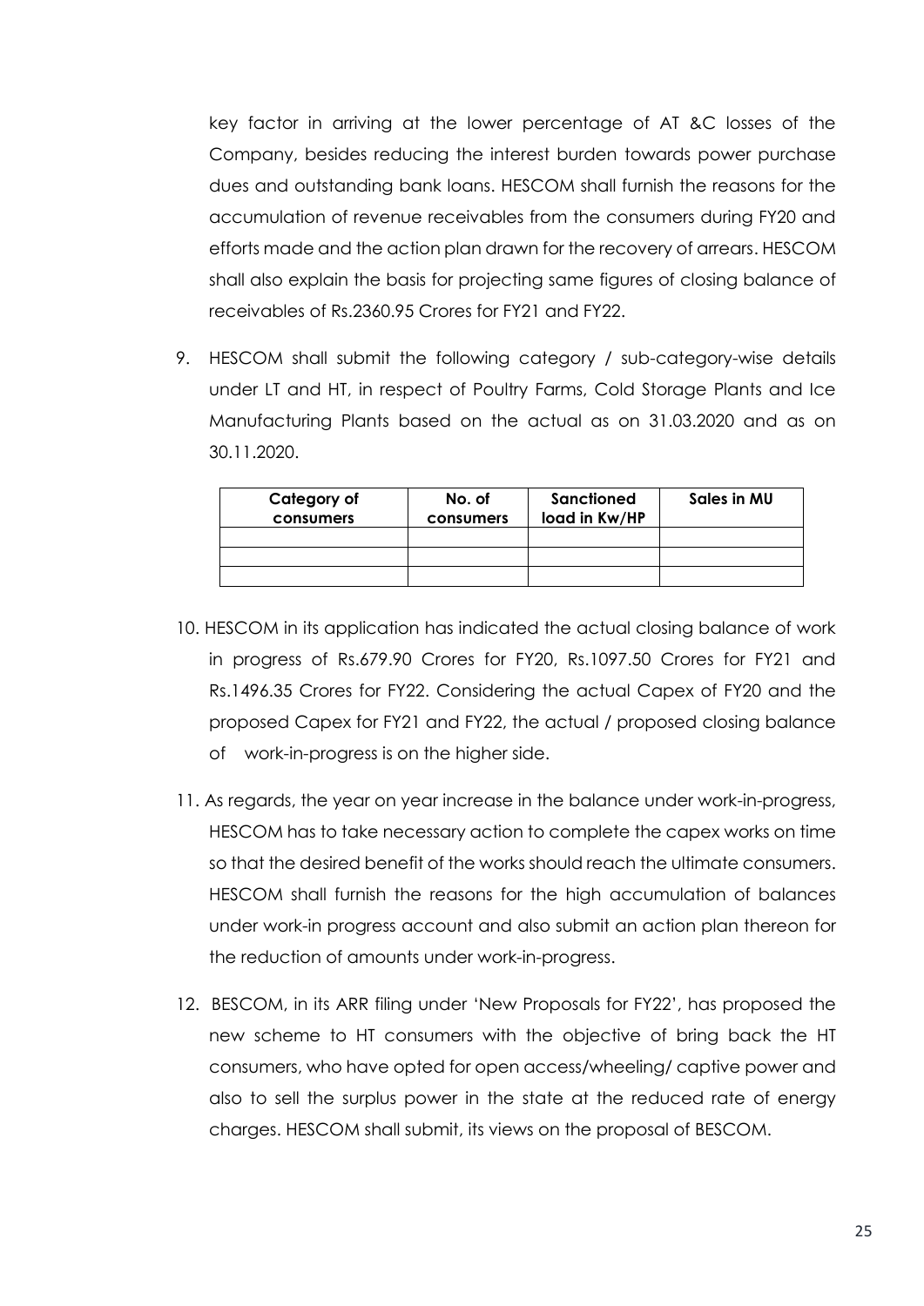key factor in arriving at the lower percentage of AT &C losses of the Company, besides reducing the interest burden towards power purchase dues and outstanding bank loans. HESCOM shall furnish the reasons for the accumulation of revenue receivables from the consumers during FY20 and efforts made and the action plan drawn for the recovery of arrears. HESCOM shall also explain the basis for projecting same figures of closing balance of receivables of Rs.2360.95 Crores for FY21 and FY22.

9. HESCOM shall submit the following category / sub-category-wise details under LT and HT, in respect of Poultry Farms, Cold Storage Plants and Ice Manufacturing Plants based on the actual as on 31.03.2020 and as on 30.11.2020.

| Category of consumers | No. of consumers | Sanctioned load in Kw/HP | Sales in MU |
|---|---|---|---|
| | | | |
| | | | |
| | | | |

10. HESCOM in its application has indicated the actual closing balance of work in progress of Rs.679.90 Crores for FY20, Rs.1097.50 Crores for FY21 and Rs.1496.35 Crores for FY22. Considering the actual Capex of FY20 and the proposed Capex for FY21 and FY22, the actual / proposed closing balance of work-in-progress is on the higher side.

11. As regards, the year on year increase in the balance under work-in-progress, HESCOM has to take necessary action to complete the capex works on time so that the desired benefit of the works should reach the ultimate consumers. HESCOM shall furnish the reasons for the high accumulation of balances under work-in progress account and also submit an action plan thereon for the reduction of amounts under work-in-progress.

12. BESCOM, in its ARR filing under 'New Proposals for FY22', has proposed the new scheme to HT consumers with the objective of bring back the HT consumers, who have opted for open access/wheeling/ captive power and also to sell the surplus power in the state at the reduced rate of energy charges. HESCOM shall submit, its views on the proposal of BESCOM.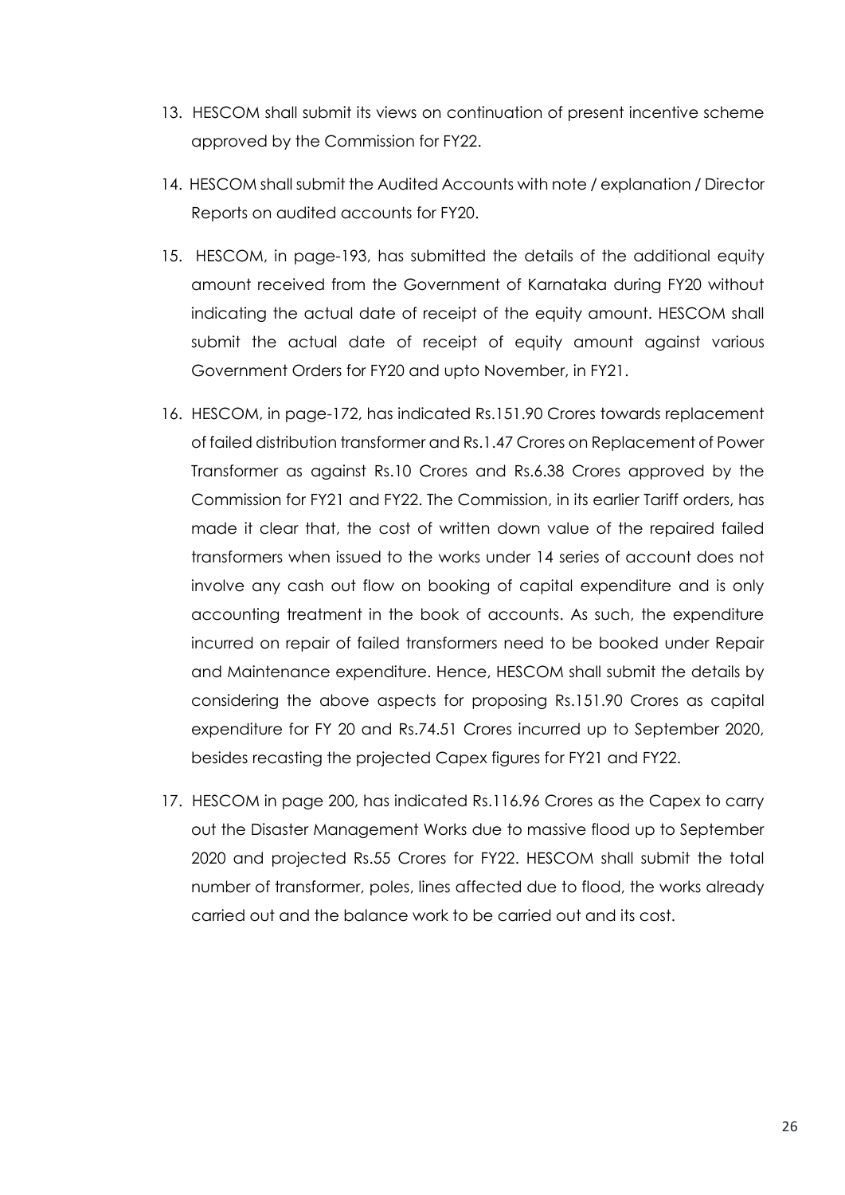13. HESCOM shall submit its views on continuation of present incentive scheme approved by the Commission for FY22.

14. HESCOM shall submit the Audited Accounts with note / explanation / Director Reports on audited accounts for FY20.

15. HESCOM, in page-193, has submitted the details of the additional equity amount received from the Government of Karnataka during FY20 without indicating the actual date of receipt of the equity amount. HESCOM shall submit the actual date of receipt of equity amount against various Government Orders for FY20 and upto November, in FY21.

16. HESCOM, in page-172, has indicated Rs.151.90 Crores towards replacement of failed distribution transformer and Rs.1.47 Crores on Replacement of Power Transformer as against Rs.10 Crores and Rs.6.38 Crores approved by the Commission for FY21 and FY22. The Commission, in its earlier Tariff orders, has made it clear that, the cost of written down value of the repaired failed transformers when issued to the works under 14 series of account does not involve any cash out flow on booking of capital expenditure and is only accounting treatment in the book of accounts. As such, the expenditure incurred on repair of failed transformers need to be booked under Repair and Maintenance expenditure. Hence, HESCOM shall submit the details by considering the above aspects for proposing Rs.151.90 Crores as capital expenditure for FY 20 and Rs.74.51 Crores incurred up to September 2020, besides recasting the projected Capex figures for FY21 and FY22.

17. HESCOM in page 200, has indicated Rs.116.96 Crores as the Capex to carry out the Disaster Management Works due to massive flood up to September 2020 and projected Rs.55 Crores for FY22. HESCOM shall submit the total number of transformer, poles, lines affected due to flood, the works already carried out and the balance work to be carried out and its cost.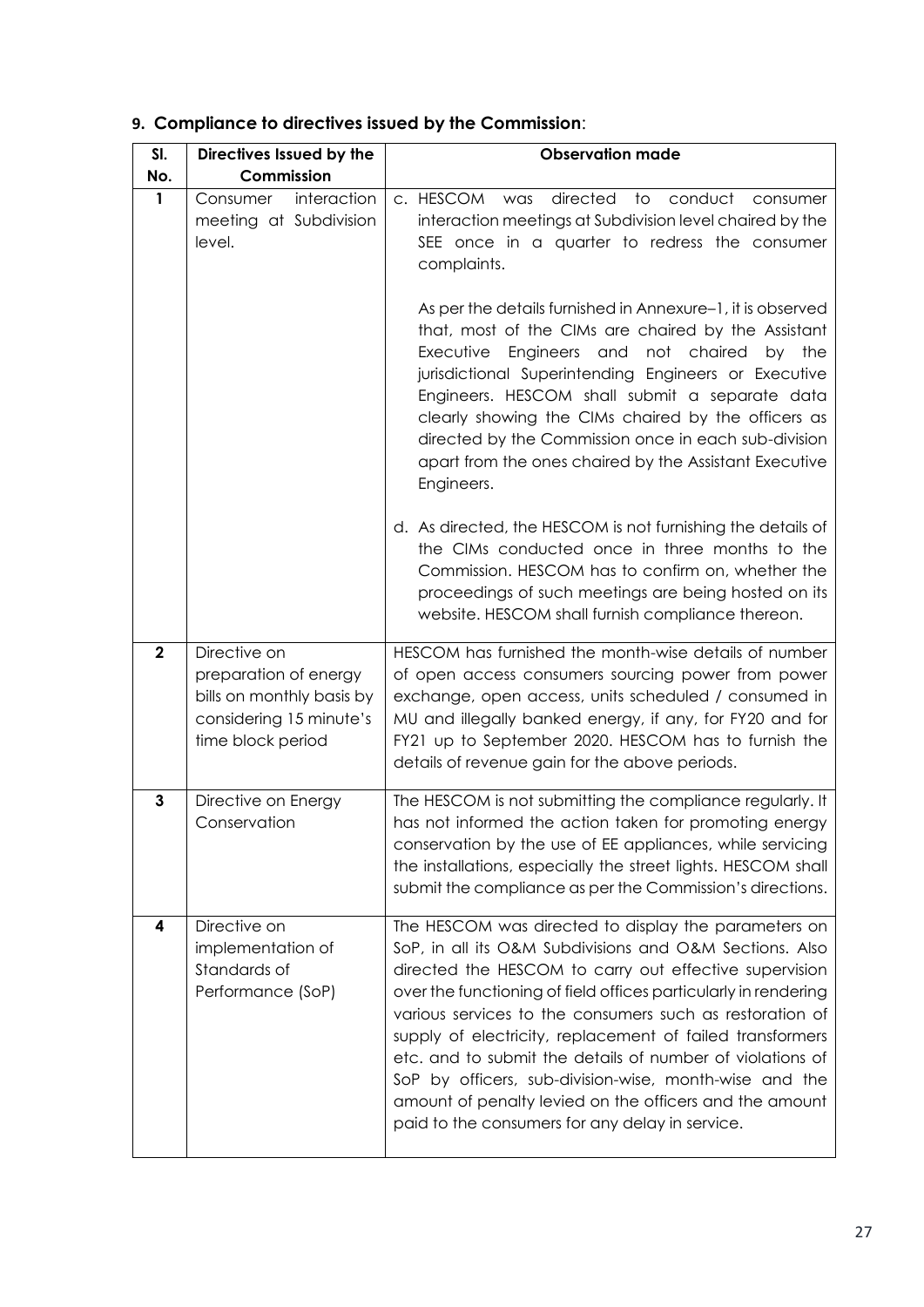## 9. Compliance to directives issued by the Commission:

| Sl. No. | Directives Issued by the Commission | Observation made |
|---|---|---|
| 1 | Consumer interaction meeting at Subdivision level. | c. HESCOM was directed to conduct consumer interaction meetings at Subdivision level chaired by the SEE once in a quarter to redress the consumer complaints.<br><br>As per the details furnished in Annexure–1, it is observed that, most of the CIMs are chaired by the Assistant Executive Engineers and not chaired by the jurisdictional Superintending Engineers or Executive Engineers. HESCOM shall submit a separate data clearly showing the CIMs chaired by the officers as directed by the Commission once in each sub-division apart from the ones chaired by the Assistant Executive Engineers.<br><br>d. As directed, the HESCOM is not furnishing the details of the CIMs conducted once in three months to the Commission. HESCOM has to confirm on, whether the proceedings of such meetings are being hosted on its website. HESCOM shall furnish compliance thereon. |
| 2 | Directive on preparation of energy bills on monthly basis by considering 15 minute's time block period | HESCOM has furnished the month-wise details of number of open access consumers sourcing power from power exchange, open access, units scheduled / consumed in MU and illegally banked energy, if any, for FY20 and for FY21 up to September 2020. HESCOM has to furnish the details of revenue gain for the above periods. |
| 3 | Directive on Energy Conservation | The HESCOM is not submitting the compliance regularly. It has not informed the action taken for promoting energy conservation by the use of EE appliances, while servicing the installations, especially the street lights. HESCOM shall submit the compliance as per the Commission's directions. |
| 4 | Directive on implementation of Standards of Performance (SoP) | The HESCOM was directed to display the parameters on SoP, in all its O&M Subdivisions and O&M Sections. Also directed the HESCOM to carry out effective supervision over the functioning of field offices particularly in rendering various services to the consumers such as restoration of supply of electricity, replacement of failed transformers etc. and to submit the details of number of violations of SoP by officers, sub-division-wise, month-wise and the amount of penalty levied on the officers and the amount paid to the consumers for any delay in service. |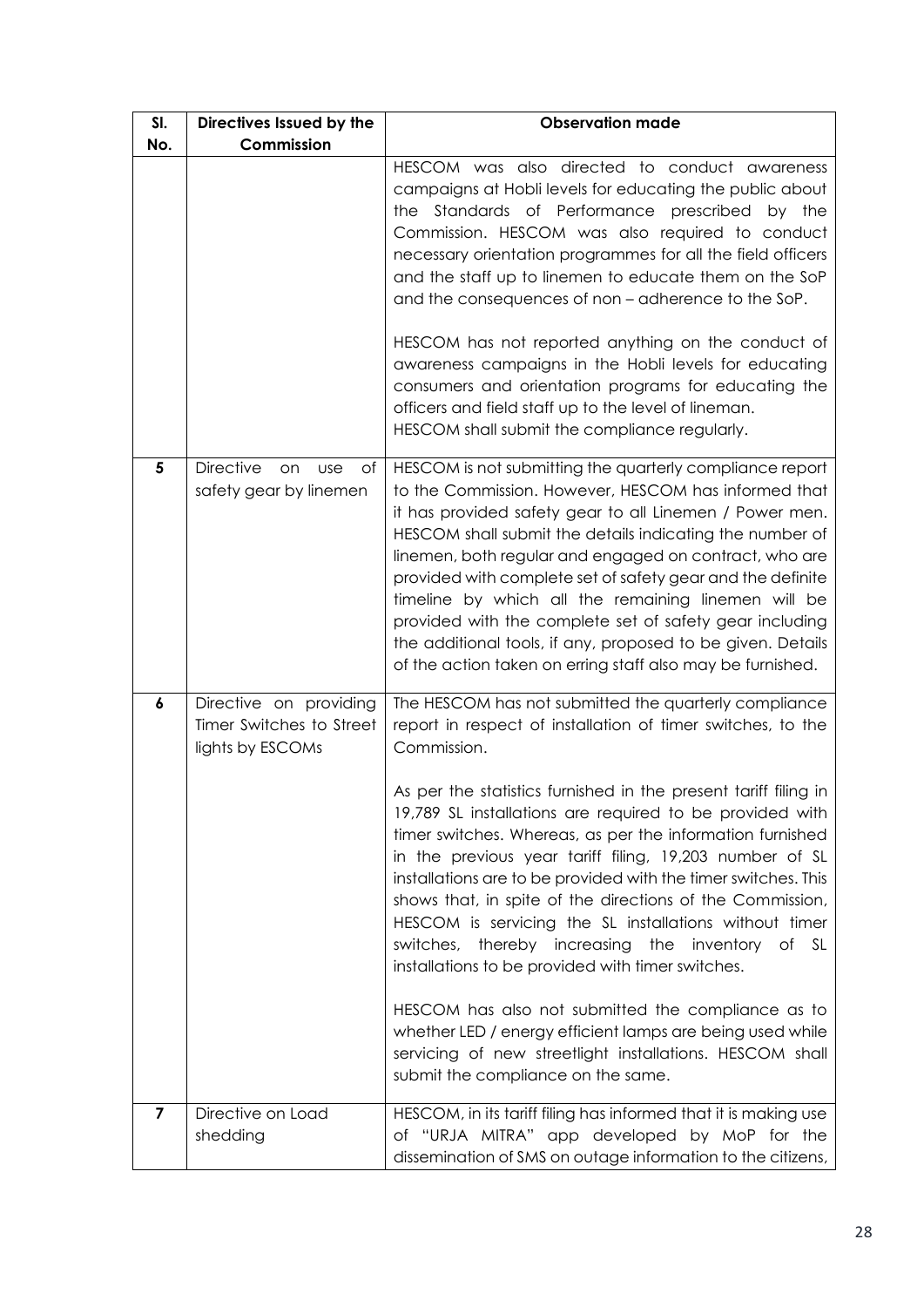| Sl. No. | Directives Issued by the Commission | Observation made |
|---|---|---|
| | | HESCOM was also directed to conduct awareness campaigns at Hobli levels for educating the public about the Standards of Performance prescribed by the Commission. HESCOM was also required to conduct necessary orientation programmes for all the field officers and the staff up to linemen to educate them on the SoP and the consequences of non – adherence to the SoP.<br><br>HESCOM has not reported anything on the conduct of awareness campaigns in the Hobli levels for educating consumers and orientation programs for educating the officers and field staff up to the level of lineman. HESCOM shall submit the compliance regularly. |
| **5** | Directive on use of safety gear by linemen | HESCOM is not submitting the quarterly compliance report to the Commission. However, HESCOM has informed that it has provided safety gear to all Linemen / Power men. HESCOM shall submit the details indicating the number of linemen, both regular and engaged on contract, who are provided with complete set of safety gear and the definite timeline by which all the remaining linemen will be provided with the complete set of safety gear including the additional tools, if any, proposed to be given. Details of the action taken on erring staff also may be furnished. |
| **6** | Directive on providing Timer Switches to Street lights by ESCOMs | The HESCOM has not submitted the quarterly compliance report in respect of installation of timer switches, to the Commission.<br><br>As per the statistics furnished in the present tariff filing in 19,789 SL installations are required to be provided with timer switches. Whereas, as per the information furnished in the previous year tariff filing, 19,203 number of SL installations are to be provided with the timer switches. This shows that, in spite of the directions of the Commission, HESCOM is servicing the SL installations without timer switches, thereby increasing the inventory of SL installations to be provided with timer switches.<br><br>HESCOM has also not submitted the compliance as to whether LED / energy efficient lamps are being used while servicing of new streetlight installations. HESCOM shall submit the compliance on the same. |
| **7** | Directive on Load shedding | HESCOM, in its tariff filing has informed that it is making use of "URJA MITRA" app developed by MoP for the dissemination of SMS on outage information to the citizens, |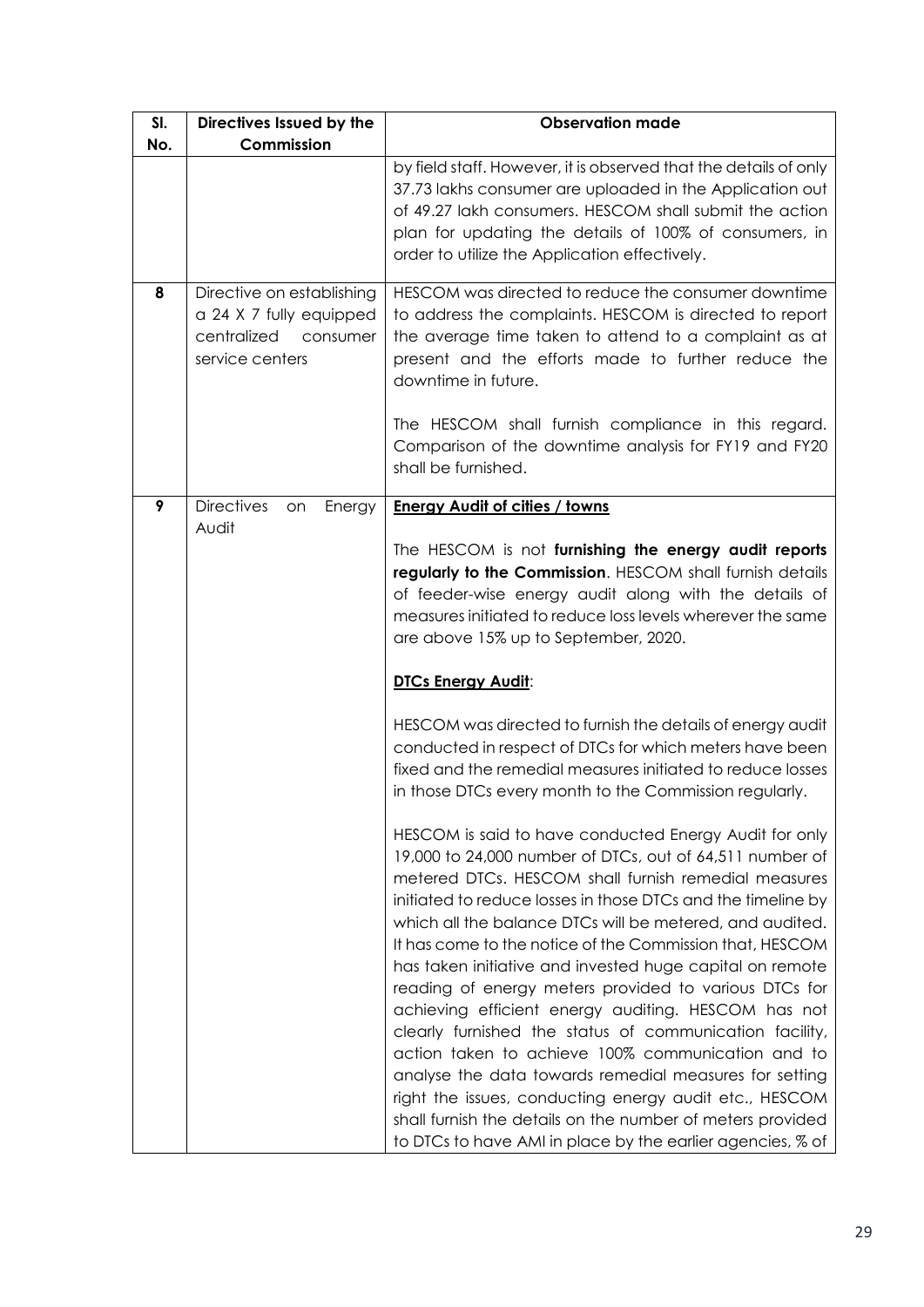| Sl. No. | Directives Issued by the Commission | Observation made |
|---|---|---|
| | | by field staff. However, it is observed that the details of only 37.73 lakhs consumer are uploaded in the Application out of 49.27 lakh consumers. HESCOM shall submit the action plan for updating the details of 100% of consumers, in order to utilize the Application effectively. |
| 8 | Directive on establishing a 24 X 7 fully equipped centralized consumer service centers | HESCOM was directed to reduce the consumer downtime to address the complaints. HESCOM is directed to report the average time taken to attend to a complaint as at present and the efforts made to further reduce the downtime in future.<br><br>The HESCOM shall furnish compliance in this regard. Comparison of the downtime analysis for FY19 and FY20 shall be furnished. |
| 9 | Directives on Energy Audit | **Energy Audit of cities / towns**<br><br>The HESCOM is not **furnishing the energy audit reports regularly to the Commission**. HESCOM shall furnish details of feeder-wise energy audit along with the details of measures initiated to reduce loss levels wherever the same are above 15% up to September, 2020.<br><br>**DTCs Energy Audit**:<br><br>HESCOM was directed to furnish the details of energy audit conducted in respect of DTCs for which meters have been fixed and the remedial measures initiated to reduce losses in those DTCs every month to the Commission regularly.<br><br>HESCOM is said to have conducted Energy Audit for only 19,000 to 24,000 number of DTCs, out of 64,511 number of metered DTCs. HESCOM shall furnish remedial measures initiated to reduce losses in those DTCs and the timeline by which all the balance DTCs will be metered, and audited. It has come to the notice of the Commission that, HESCOM has taken initiative and invested huge capital on remote reading of energy meters provided to various DTCs for achieving efficient energy auditing. HESCOM has not clearly furnished the status of communication facility, action taken to achieve 100% communication and to analyse the data towards remedial measures for setting right the issues, conducting energy audit etc., HESCOM shall furnish the details on the number of meters provided to DTCs to have AMI in place by the earlier agencies, % of |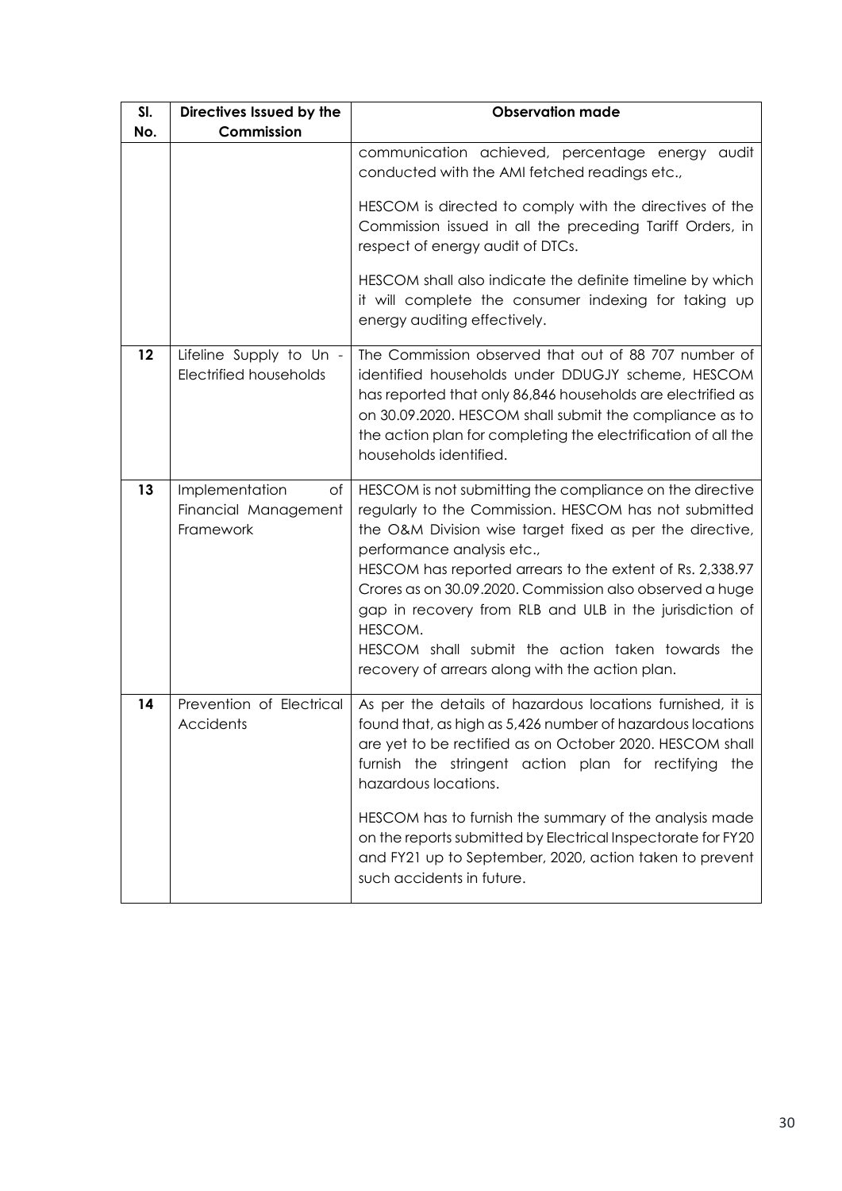| Sl. No. | Directives Issued by the Commission | Observation made |
|---|---|---|
| | | communication achieved, percentage energy audit conducted with the AMI fetched readings etc.,<br><br>HESCOM is directed to comply with the directives of the Commission issued in all the preceding Tariff Orders, in respect of energy audit of DTCs.<br><br>HESCOM shall also indicate the definite timeline by which it will complete the consumer indexing for taking up energy auditing effectively. |
| 12 | Lifeline Supply to Un - Electrified households | The Commission observed that out of 88 707 number of identified households under DDUGJY scheme, HESCOM has reported that only 86,846 households are electrified as on 30.09.2020. HESCOM shall submit the compliance as to the action plan for completing the electrification of all the households identified. |
| 13 | Implementation of Financial Management Framework | HESCOM is not submitting the compliance on the directive regularly to the Commission. HESCOM has not submitted the O&M Division wise target fixed as per the directive, performance analysis etc.,<br>HESCOM has reported arrears to the extent of Rs. 2,338.97 Crores as on 30.09.2020. Commission also observed a huge gap in recovery from RLB and ULB in the jurisdiction of HESCOM.<br>HESCOM shall submit the action taken towards the recovery of arrears along with the action plan. |
| 14 | Prevention of Electrical Accidents | As per the details of hazardous locations furnished, it is found that, as high as 5,426 number of hazardous locations are yet to be rectified as on October 2020. HESCOM shall furnish the stringent action plan for rectifying the hazardous locations.<br><br>HESCOM has to furnish the summary of the analysis made on the reports submitted by Electrical Inspectorate for FY20 and FY21 up to September, 2020, action taken to prevent such accidents in future. |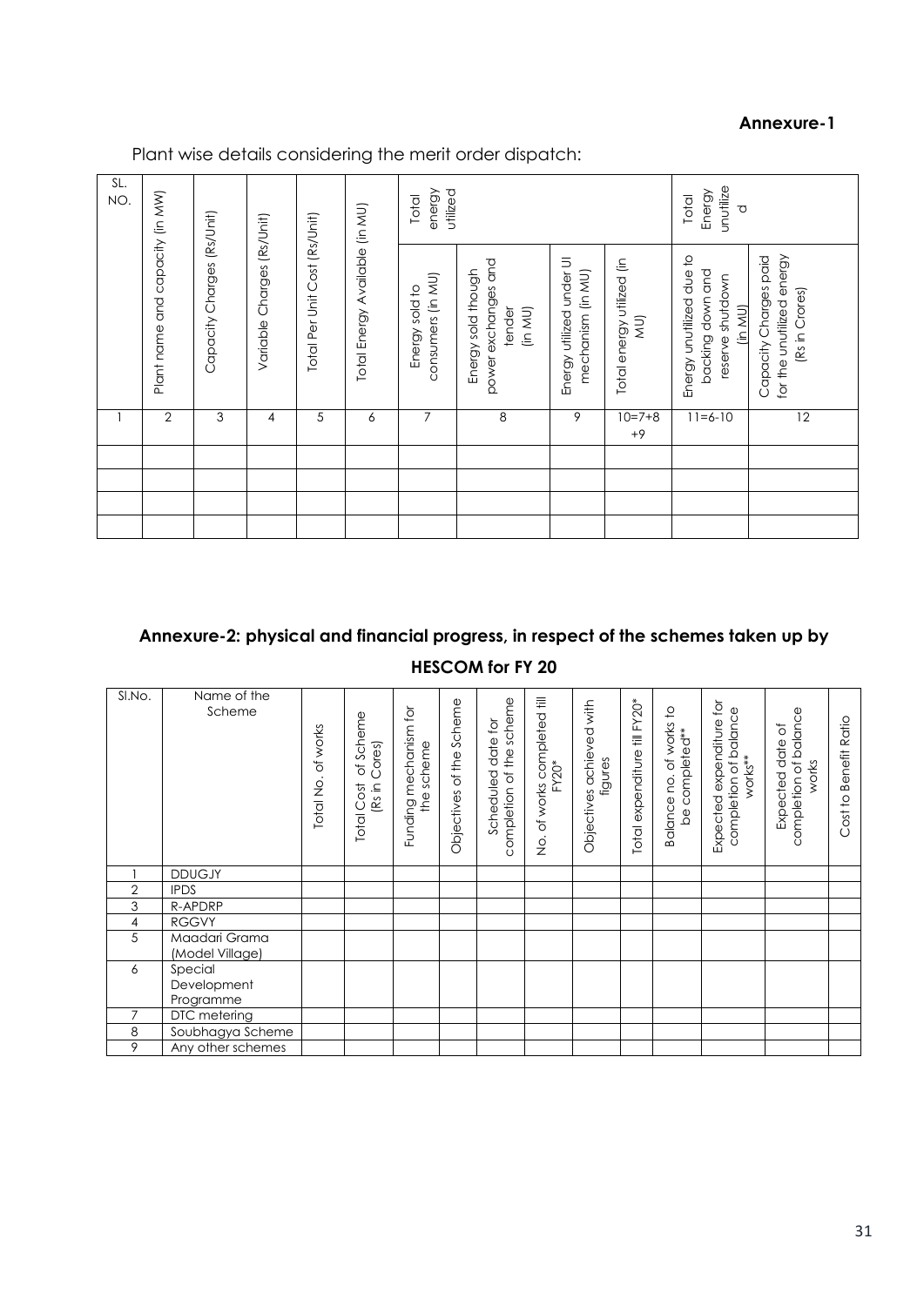**Annexure-1**

Plant wise details considering the merit order dispatch:

| SL. NO. | Plant name and capacity (in MW) | Capacity Charges (Rs/Unit) | Variable Charges (Rs/Unit) | Total Per Unit Cost (Rs/Unit) | Total Energy Available (in MU) | Total energy utilized | | | | Total Energy unutilized | |
|---|---|---|---|---|---|---|---|---|---|---|---|
| | | | | | | Energy sold to consumers (in MU) | Energy sold though power exchanges and tender (in MU) | Energy utilized under UI mechanism (in MU) | Total energy utilized (in MU) | Energy unutilized due to backing down and reserve shutdown (in MU) | Capacity Charges paid for the unutilized energy (Rs in Crores) |
| 1 | 2 | 3 | 4 | 5 | 6 | 7 | 8 | 9 | 10=7+8+9 | 11=6-10 | 12 |
| | | | | | | | | | | | |
| | | | | | | | | | | | |
| | | | | | | | | | | | |
| | | | | | | | | | | | |

## Annexure-2: physical and financial progress, in respect of the schemes taken up by HESCOM for FY 20

| Sl.No. | Name of the Scheme | Total No. of works | Total Cost of Scheme (Rs in Cores) | Funding mechanism for the scheme | Objectives of the Scheme | Scheduled date for completion of the scheme | No. of works completed till FY20* | Objectives achieved with figures | Total expenditure till FY20* | Balance no. of works to be completed** | Expected expenditure for completion of balance works** | Expected date of completion of balance works | Cost to Benefit Ratio |
|---|---|---|---|---|---|---|---|---|---|---|---|---|---|
| 1 | DDUGJY | | | | | | | | | | | | |
| 2 | IPDS | | | | | | | | | | | | |
| 3 | R-APDRP | | | | | | | | | | | | |
| 4 | RGGVY | | | | | | | | | | | | |
| 5 | Maadari Grama (Model Village) | | | | | | | | | | | | |
| 6 | Special Development Programme | | | | | | | | | | | | |
| 7 | DTC metering | | | | | | | | | | | | |
| 8 | Soubhagya Scheme | | | | | | | | | | | | |
| 9 | Any other schemes | | | | | | | | | | | | |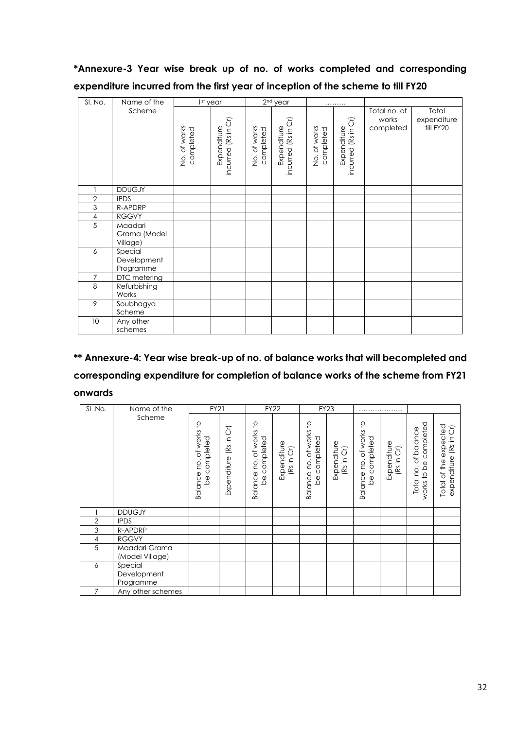**\*Annexure-3 Year wise break up of no. of works completed and corresponding expenditure incurred from the first year of inception of the scheme to till FY20**

| Sl. No. | Name of the Scheme | 1st year | | 2nd year | | ……… | | | |
|---|---|---|---|---|---|---|---|---|---|
| | | No. of works completed | Expenditure incurred (Rs in Cr) | No. of works completed | Expenditure incurred (Rs in Cr) | No. of works completed | Expenditure incurred (Rs in Cr) | Total no. of works completed | Total expenditure till FY20 |
| 1 | DDUGJY | | | | | | | | |
| 2 | IPDS | | | | | | | | |
| 3 | R-APDRP | | | | | | | | |
| 4 | RGGVY | | | | | | | | |
| 5 | Maadari Grama (Model Village) | | | | | | | | |
| 6 | Special Development Programme | | | | | | | | |
| 7 | DTC metering | | | | | | | | |
| 8 | Refurbishing Works | | | | | | | | |
| 9 | Soubhagya Scheme | | | | | | | | |
| 10 | Any other schemes | | | | | | | | |

**\*\* Annexure-4: Year wise break-up of no. of balance works that will becompleted and corresponding expenditure for completion of balance works of the scheme from FY21 onwards**

| Sl .No. | Name of the Scheme | FY21 | | FY22 | | FY23 | | ……………… | | | |
|---|---|---|---|---|---|---|---|---|---|---|---|
| | | Balance no. of works to be completed | Expenditure (Rs in Cr) | Balance no. of works to be completed | Expenditure (Rs in Cr) | Balance no. of works to be completed | Expenditure (Rs in Cr) | Balance no. of works to be completed | Expenditure (Rs in Cr) | Total no. of balance works to be completed | Total of the expected expenditure (Rs in Cr) |
| 1 | DDUGJY | | | | | | | | | | |
| 2 | IPDS | | | | | | | | | | |
| 3 | R-APDRP | | | | | | | | | | |
| 4 | RGGVY | | | | | | | | | | |
| 5 | Maadari Grama (Model Village) | | | | | | | | | | |
| 6 | Special Development Programme | | | | | | | | | | |
| 7 | Any other schemes | | | | | | | | | | |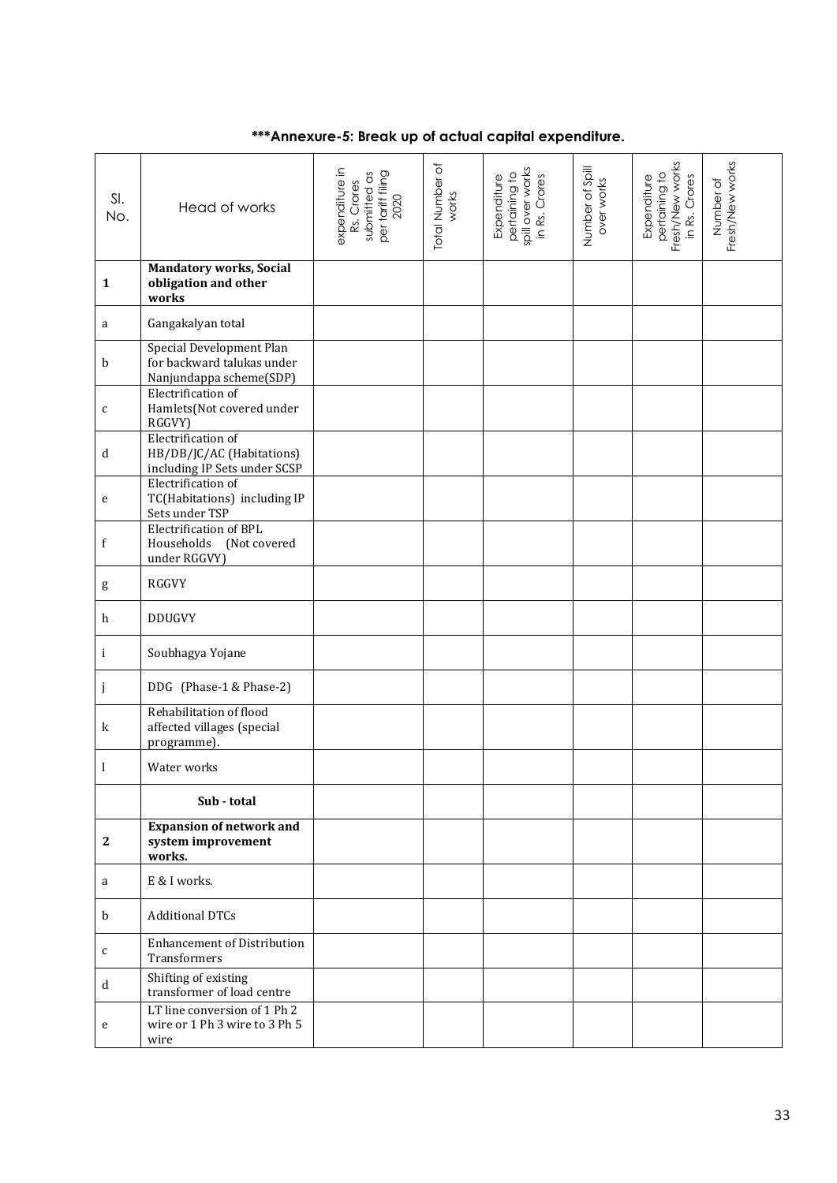**\*\*\*Annexure-5: Break up of actual capital expenditure.**

| Sl. No. | Head of works | expenditure in Rs. Crores submitted as per tariff filing 2020 | Total Number of works | Expenditure pertaining to spill over works in Rs. Crores | Number of Spill over works | Expenditure pertaining to Fresh/New works in Rs. Crores | Number of Fresh/New works |
|---|---|---|---|---|---|---|---|
| **1** | **Mandatory works, Social obligation and other works** | | | | | | |
| a | Gangakalyan total | | | | | | |
| b | Special Development Plan for backward talukas under Nanjundappa scheme(SDP) | | | | | | |
| c | Electrification of Hamlets(Not covered under RGGVY) | | | | | | |
| d | Electrification of HB/DB/JC/AC (Habitations) including IP Sets under SCSP | | | | | | |
| e | Electrification of TC(Habitations) including IP Sets under TSP | | | | | | |
| f | Electrification of BPL Households (Not covered under RGGVY) | | | | | | |
| g | RGGVY | | | | | | |
| h | DDUGVY | | | | | | |
| i | Soubhagya Yojane | | | | | | |
| j | DDG (Phase-1 & Phase-2) | | | | | | |
| k | Rehabilitation of flood affected villages (special programme). | | | | | | |
| l | Water works | | | | | | |
| | **Sub - total** | | | | | | |
| **2** | **Expansion of network and system improvement works.** | | | | | | |
| a | E & I works. | | | | | | |
| b | Additional DTCs | | | | | | |
| c | Enhancement of Distribution Transformers | | | | | | |
| d | Shifting of existing transformer of load centre | | | | | | |
| e | LT line conversion of 1 Ph 2 wire or 1 Ph 3 wire to 3 Ph 5 wire | | | | | | |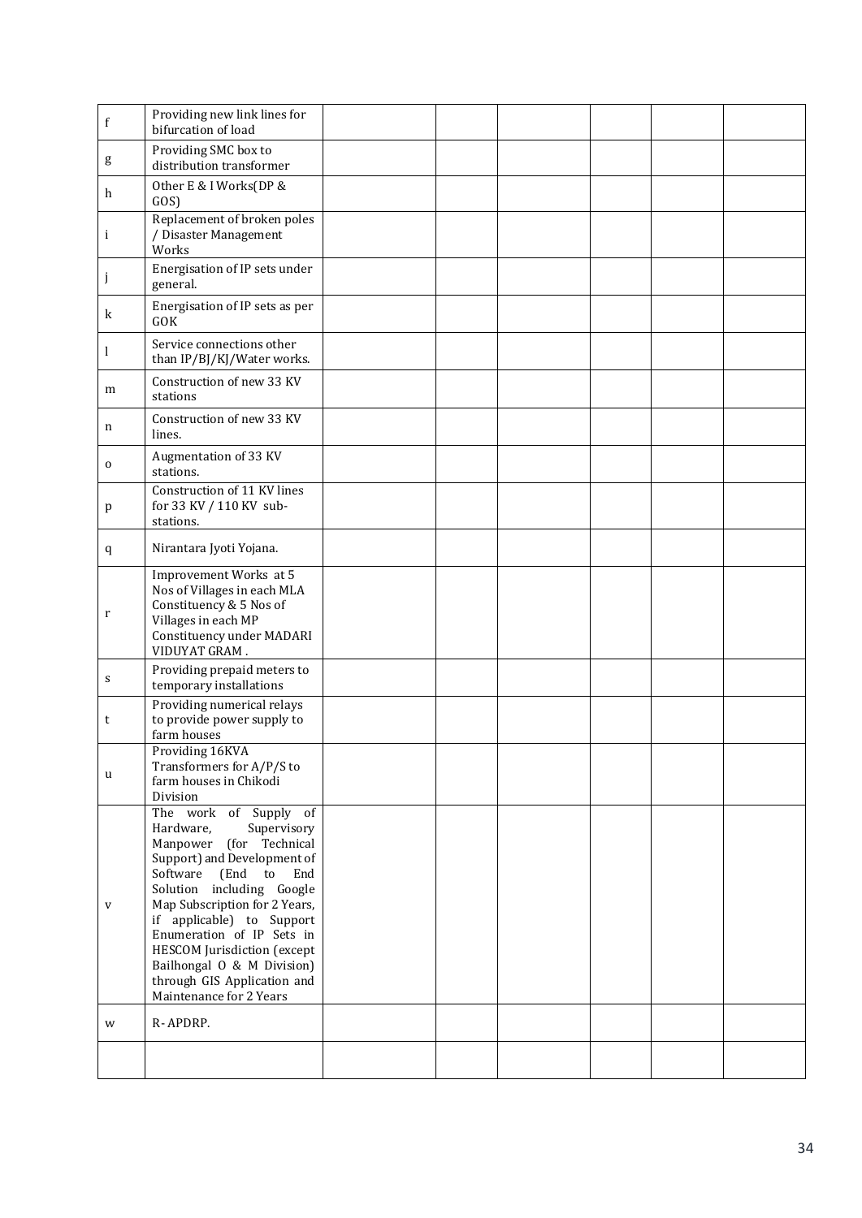| | | | | | | | |
|---|---|---|---|---|---|---|---|
| f | Providing new link lines for bifurcation of load | | | | | | |
| g | Providing SMC box to distribution transformer | | | | | | |
| h | Other E & I Works(DP & GOS) | | | | | | |
| i | Replacement of broken poles / Disaster Management Works | | | | | | |
| j | Energisation of IP sets under general. | | | | | | |
| k | Energisation of IP sets as per GOK | | | | | | |
| l | Service connections other than IP/BJ/KJ/Water works. | | | | | | |
| m | Construction of new 33 KV stations | | | | | | |
| n | Construction of new 33 KV lines. | | | | | | |
| o | Augmentation of 33 KV stations. | | | | | | |
| p | Construction of 11 KV lines for 33 KV / 110 KV sub-stations. | | | | | | |
| q | Nirantara Jyoti Yojana. | | | | | | |
| r | Improvement Works at 5 Nos of Villages in each MLA Constituency & 5 Nos of Villages in each MP Constituency under MADARI VIDUYAT GRAM . | | | | | | |
| s | Providing prepaid meters to temporary installations | | | | | | |
| t | Providing numerical relays to provide power supply to farm houses | | | | | | |
| u | Providing 16KVA Transformers for A/P/S to farm houses in Chikodi Division | | | | | | |
| v | The work of Supply of Hardware, Supervisory Manpower (for Technical Support) and Development of Software (End to End Solution including Google Map Subscription for 2 Years, if applicable) to Support Enumeration of IP Sets in HESCOM Jurisdiction (except Bailhongal O & M Division) through GIS Application and Maintenance for 2 Years | | | | | | |
| w | R- APDRP. | | | | | | |
| | | | | | | | |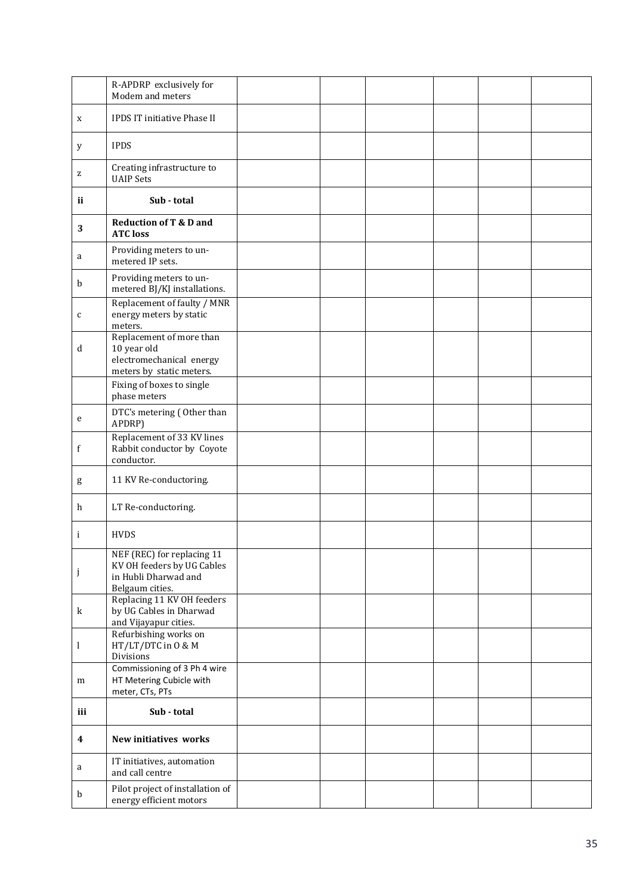| | | | | | | | |
|---|---|---|---|---|---|---|---|
| | R-APDRP exclusively for Modem and meters | | | | | | |
| x | IPDS IT initiative Phase II | | | | | | |
| y | IPDS | | | | | | |
| z | Creating infrastructure to UAIP Sets | | | | | | |
| **ii** | **Sub - total** | | | | | | |
| **3** | **Reduction of T & D and ATC loss** | | | | | | |
| a | Providing meters to un-metered IP sets. | | | | | | |
| b | Providing meters to un-metered BJ/KJ installations. | | | | | | |
| c | Replacement of faulty / MNR energy meters by static meters. | | | | | | |
| d | Replacement of more than 10 year old electromechanical energy meters by static meters. | | | | | | |
| | Fixing of boxes to single phase meters | | | | | | |
| e | DTC's metering ( Other than APDRP) | | | | | | |
| f | Replacement of 33 KV lines Rabbit conductor by Coyote conductor. | | | | | | |
| g | 11 KV Re-conductoring. | | | | | | |
| h | LT Re-conductoring. | | | | | | |
| i | HVDS | | | | | | |
| j | NEF (REC) for replacing 11 KV OH feeders by UG Cables in Hubli Dharwad and Belgaum cities. | | | | | | |
| k | Replacing 11 KV OH feeders by UG Cables in Dharwad and Vijayapur cities. | | | | | | |
| l | Refurbishing works on HT/LT/DTC in O & M Divisions | | | | | | |
| m | Commissioning of 3 Ph 4 wire HT Metering Cubicle with meter, CTs, PTs | | | | | | |
| **iii** | **Sub - total** | | | | | | |
| **4** | **New initiatives works** | | | | | | |
| a | IT initiatives, automation and call centre | | | | | | |
| b | Pilot project of installation of energy efficient motors | | | | | | |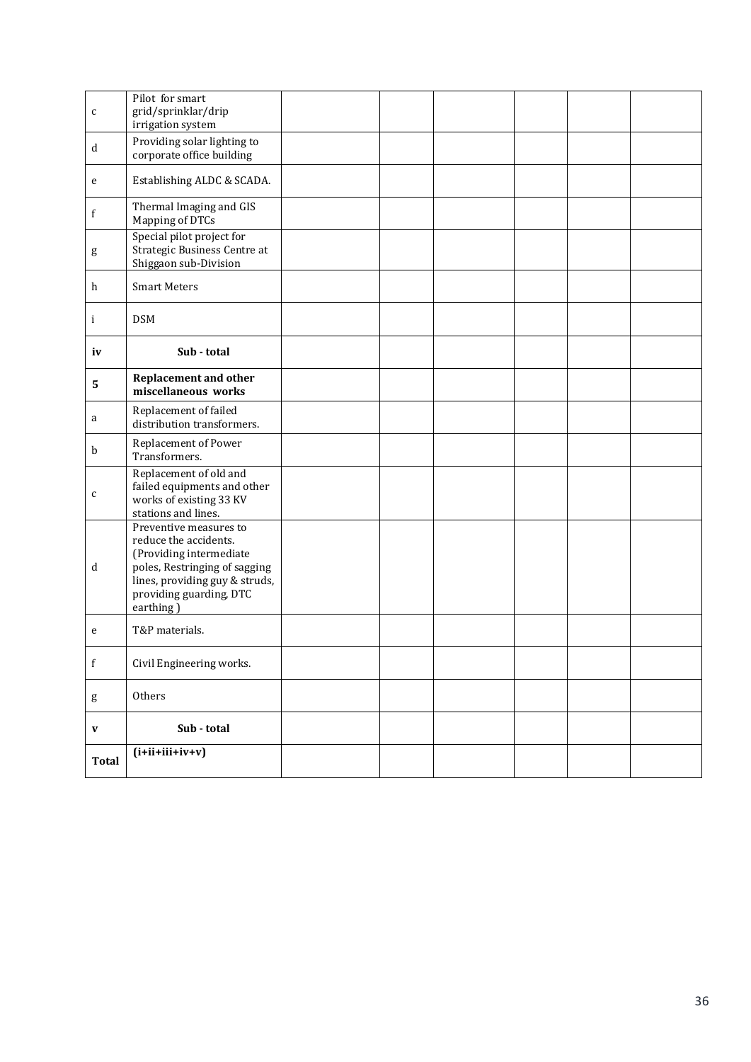| | | | | | | | |
|---|---|---|---|---|---|---|---|
| c | Pilot for smart grid/sprinklar/drip irrigation system | | | | | | |
| d | Providing solar lighting to corporate office building | | | | | | |
| e | Establishing ALDC & SCADA. | | | | | | |
| f | Thermal Imaging and GIS Mapping of DTCs | | | | | | |
| g | Special pilot project for Strategic Business Centre at Shiggaon sub-Division | | | | | | |
| h | Smart Meters | | | | | | |
| i | DSM | | | | | | |
| **iv** | **Sub - total** | | | | | | |
| **5** | **Replacement and other miscellaneous works** | | | | | | |
| a | Replacement of failed distribution transformers. | | | | | | |
| b | Replacement of Power Transformers. | | | | | | |
| c | Replacement of old and failed equipments and other works of existing 33 KV stations and lines. | | | | | | |
| d | Preventive measures to reduce the accidents. (Providing intermediate poles, Restringing of sagging lines, providing guy & struds, providing guarding, DTC earthing ) | | | | | | |
| e | T&P materials. | | | | | | |
| f | Civil Engineering works. | | | | | | |
| g | Others | | | | | | |
| **v** | **Sub - total** | | | | | | |
| **Total** | **(i+ii+iii+iv+v)** | | | | | | |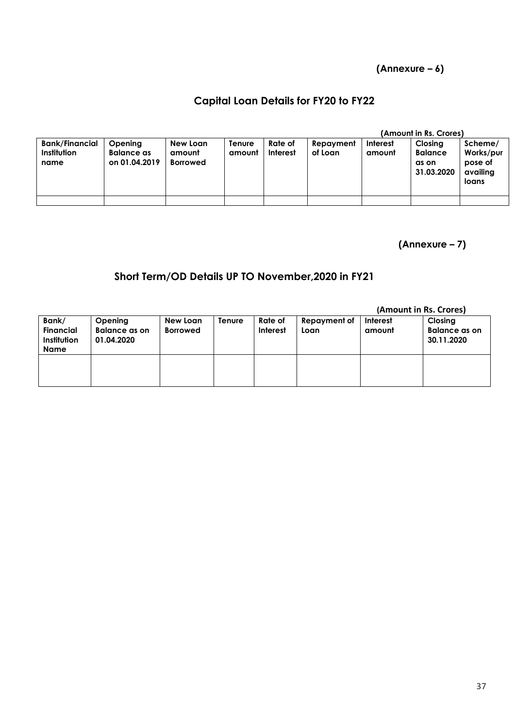**(Annexure – 6)**

## Capital Loan Details for FY20 to FY22

**(Amount in Rs. Crores)**

| Bank/Financial Institution name | Opening Balance as on 01.04.2019 | New Loan amount Borrowed | Tenure amount | Rate of Interest | Repayment of Loan | Interest amount | Closing Balance as on 31.03.2020 | Scheme/ Works/purpose of availing loans |
|---|---|---|---|---|---|---|---|---|
| | | | | | | | | |

**(Annexure – 7)**

## Short Term/OD Details UP TO November,2020 in FY21

**(Amount in Rs. Crores)**

| Bank/ Financial Institution Name | Opening Balance as on 01.04.2020 | New Loan Borrowed | Tenure | Rate of Interest | Repayment of Loan | Interest amount | Closing Balance as on 30.11.2020 |
|---|---|---|---|---|---|---|---|
| | | | | | | | |